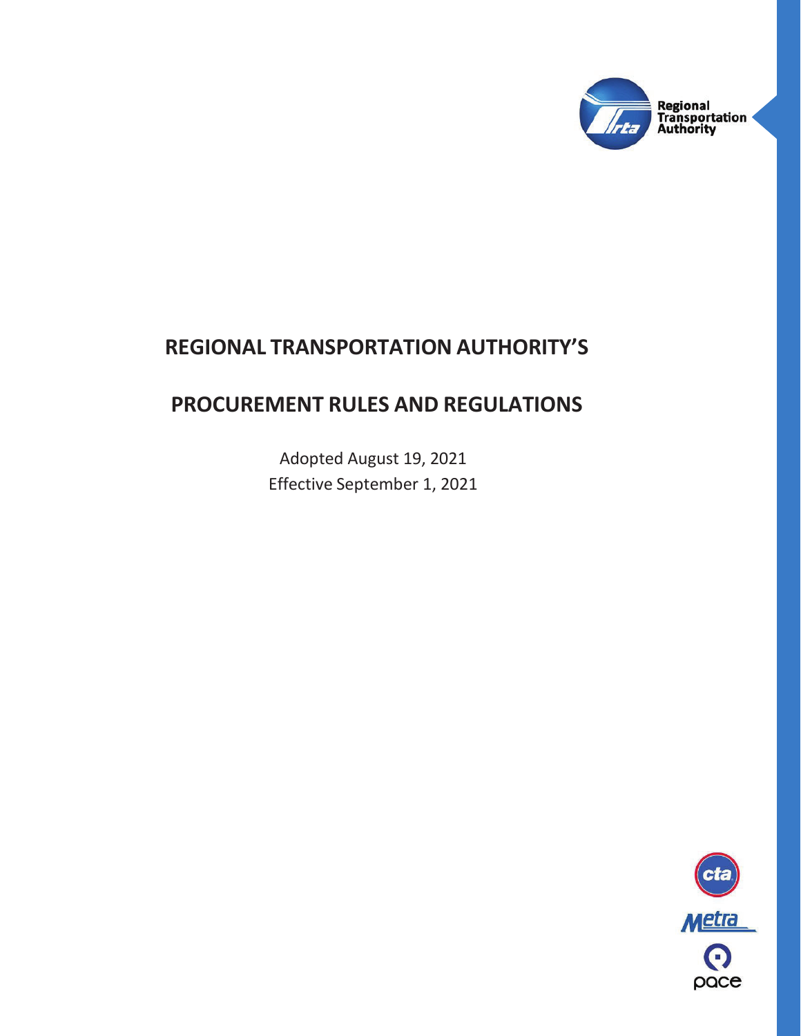Regional Transportation Authority

# REGIONAL TRANSPORTATION AUTHORITY'S

# PROCUREMENT RULES AND REGULATIONS

Adopted August 19, 2021

Effective September 1, 2021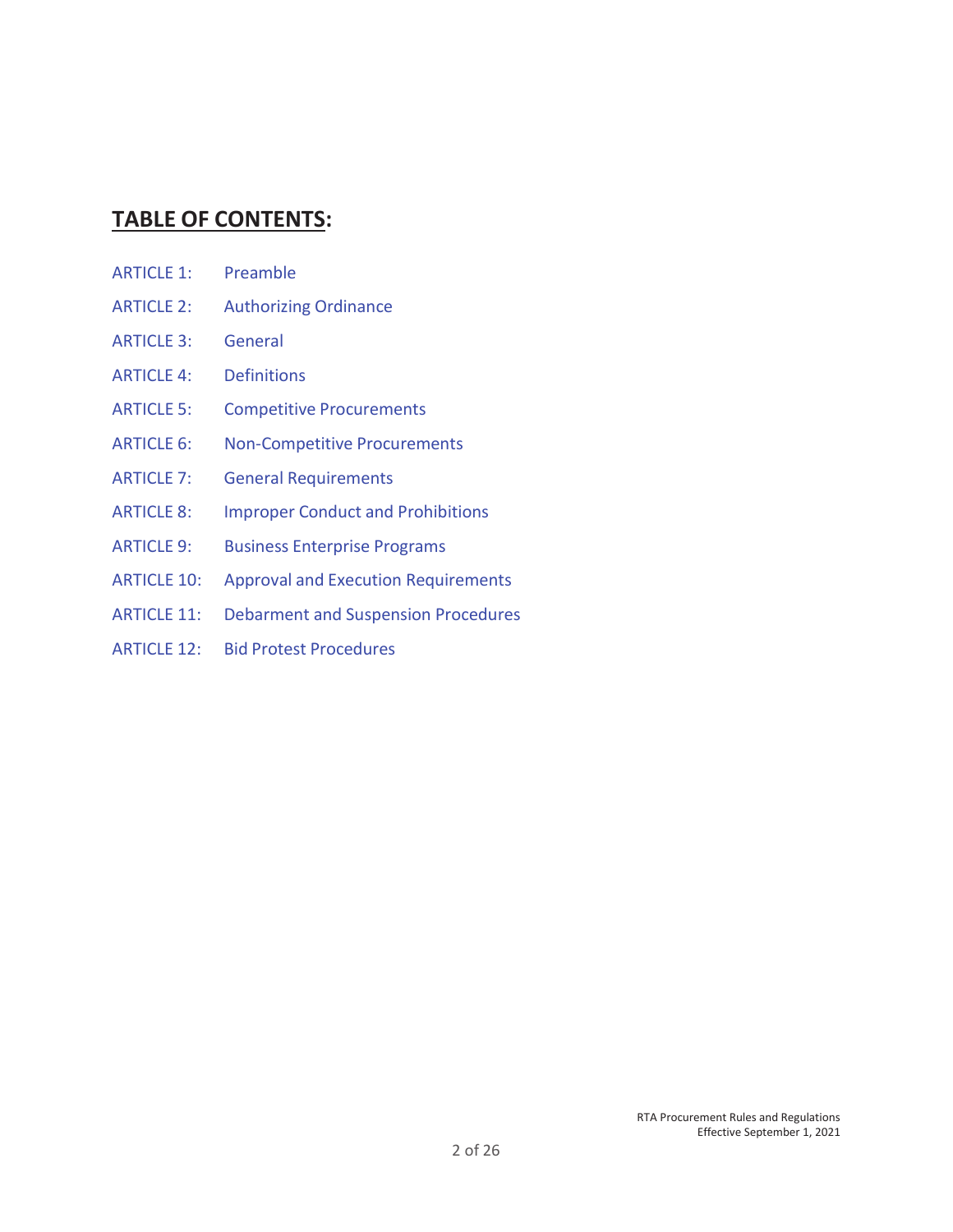## TABLE OF CONTENTS:

ARTICLE 1: Preamble

ARTICLE 2: Authorizing Ordinance

ARTICLE 3: General

ARTICLE 4: Definitions

ARTICLE 5: Competitive Procurements

ARTICLE 6: Non-Competitive Procurements

ARTICLE 7: General Requirements

ARTICLE 8: Improper Conduct and Prohibitions

ARTICLE 9: Business Enterprise Programs

ARTICLE 10: Approval and Execution Requirements

ARTICLE 11: Debarment and Suspension Procedures

ARTICLE 12: Bid Protest Procedures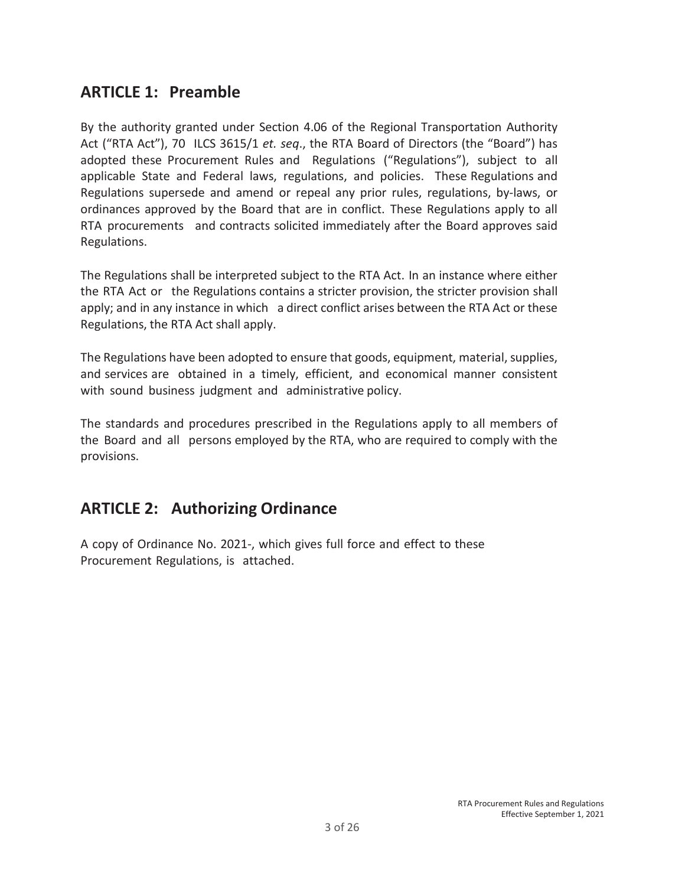## ARTICLE 1: Preamble

By the authority granted under Section 4.06 of the Regional Transportation Authority Act ("RTA Act"), 70 ILCS 3615/1 *et. seq*., the RTA Board of Directors (the "Board") has adopted these Procurement Rules and Regulations ("Regulations"), subject to all applicable State and Federal laws, regulations, and policies. These Regulations and Regulations supersede and amend or repeal any prior rules, regulations, by-laws, or ordinances approved by the Board that are in conflict. These Regulations apply to all RTA procurements and contracts solicited immediately after the Board approves said Regulations.

The Regulations shall be interpreted subject to the RTA Act. In an instance where either the RTA Act or the Regulations contains a stricter provision, the stricter provision shall apply; and in any instance in which a direct conflict arises between the RTA Act or these Regulations, the RTA Act shall apply.

The Regulations have been adopted to ensure that goods, equipment, material, supplies, and services are obtained in a timely, efficient, and economical manner consistent with sound business judgment and administrative policy.

The standards and procedures prescribed in the Regulations apply to all members of the Board and all persons employed by the RTA, who are required to comply with the provisions.

## ARTICLE 2: Authorizing Ordinance

A copy of Ordinance No. 2021-, which gives full force and effect to these Procurement Regulations, is attached.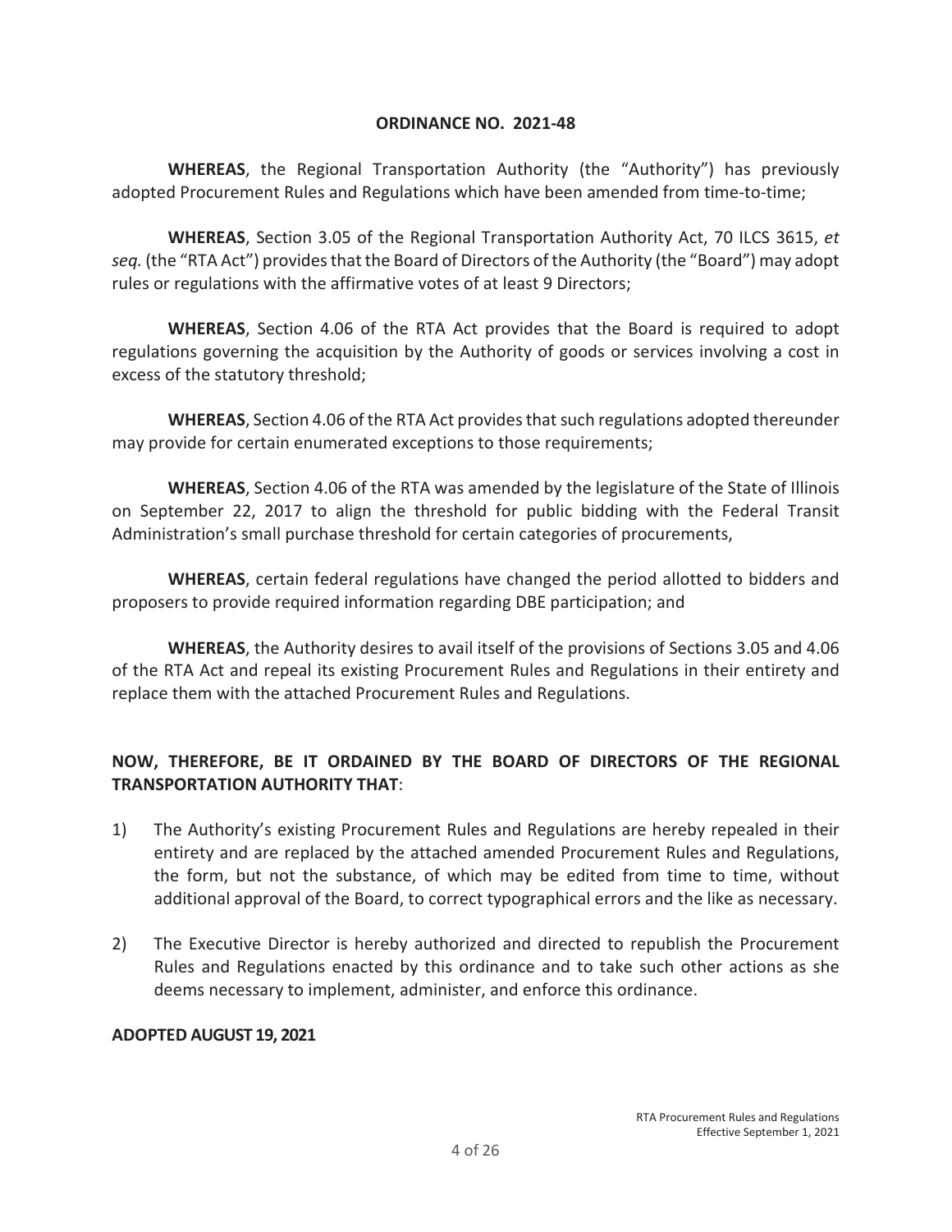**ORDINANCE NO. 2021-48**

**WHEREAS**, the Regional Transportation Authority (the "Authority") has previously adopted Procurement Rules and Regulations which have been amended from time-to-time;

**WHEREAS**, Section 3.05 of the Regional Transportation Authority Act, 70 ILCS 3615, *et seq.* (the "RTA Act") provides that the Board of Directors of the Authority (the "Board") may adopt rules or regulations with the affirmative votes of at least 9 Directors;

**WHEREAS**, Section 4.06 of the RTA Act provides that the Board is required to adopt regulations governing the acquisition by the Authority of goods or services involving a cost in excess of the statutory threshold;

**WHEREAS**, Section 4.06 of the RTA Act provides that such regulations adopted thereunder may provide for certain enumerated exceptions to those requirements;

**WHEREAS**, Section 4.06 of the RTA was amended by the legislature of the State of Illinois on September 22, 2017 to align the threshold for public bidding with the Federal Transit Administration's small purchase threshold for certain categories of procurements,

**WHEREAS**, certain federal regulations have changed the period allotted to bidders and proposers to provide required information regarding DBE participation; and

**WHEREAS**, the Authority desires to avail itself of the provisions of Sections 3.05 and 4.06 of the RTA Act and repeal its existing Procurement Rules and Regulations in their entirety and replace them with the attached Procurement Rules and Regulations.

**NOW, THEREFORE, BE IT ORDAINED BY THE BOARD OF DIRECTORS OF THE REGIONAL TRANSPORTATION AUTHORITY THAT**:

1) The Authority's existing Procurement Rules and Regulations are hereby repealed in their entirety and are replaced by the attached amended Procurement Rules and Regulations, the form, but not the substance, of which may be edited from time to time, without additional approval of the Board, to correct typographical errors and the like as necessary.

2) The Executive Director is hereby authorized and directed to republish the Procurement Rules and Regulations enacted by this ordinance and to take such other actions as she deems necessary to implement, administer, and enforce this ordinance.

**ADOPTED AUGUST 19, 2021**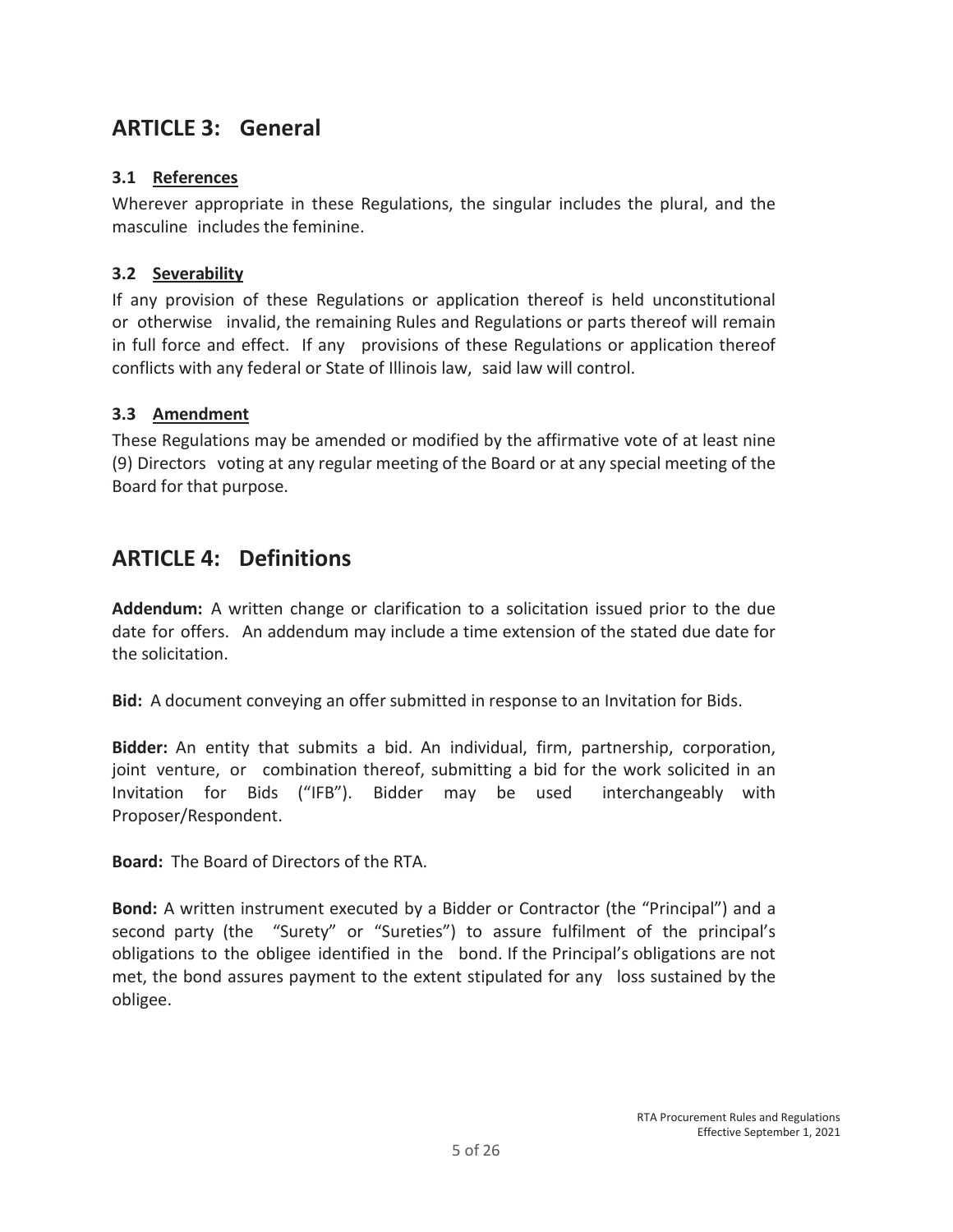## ARTICLE 3: General

### 3.1 References

Wherever appropriate in these Regulations, the singular includes the plural, and the masculine includes the feminine.

### 3.2 Severability

If any provision of these Regulations or application thereof is held unconstitutional or otherwise invalid, the remaining Rules and Regulations or parts thereof will remain in full force and effect. If any provisions of these Regulations or application thereof conflicts with any federal or State of Illinois law, said law will control.

### 3.3 Amendment

These Regulations may be amended or modified by the affirmative vote of at least nine (9) Directors voting at any regular meeting of the Board or at any special meeting of the Board for that purpose.

## ARTICLE 4: Definitions

**Addendum:** A written change or clarification to a solicitation issued prior to the due date for offers. An addendum may include a time extension of the stated due date for the solicitation.

**Bid:** A document conveying an offer submitted in response to an Invitation for Bids.

**Bidder:** An entity that submits a bid. An individual, firm, partnership, corporation, joint venture, or combination thereof, submitting a bid for the work solicited in an Invitation for Bids ("IFB"). Bidder may be used interchangeably with Proposer/Respondent.

**Board:** The Board of Directors of the RTA.

**Bond:** A written instrument executed by a Bidder or Contractor (the "Principal") and a second party (the "Surety" or "Sureties") to assure fulfilment of the principal's obligations to the obligee identified in the bond. If the Principal's obligations are not met, the bond assures payment to the extent stipulated for any loss sustained by the obligee.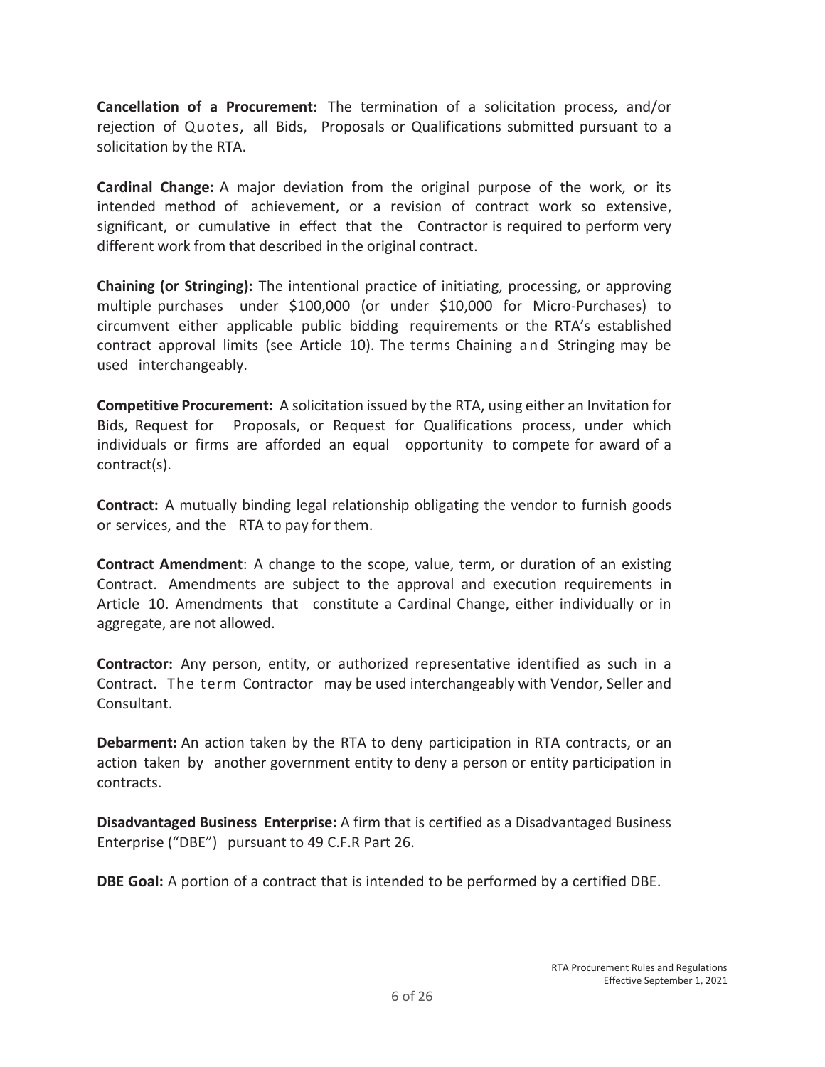**Cancellation of a Procurement:** The termination of a solicitation process, and/or rejection of Quotes, all Bids, Proposals or Qualifications submitted pursuant to a solicitation by the RTA.

**Cardinal Change:** A major deviation from the original purpose of the work, or its intended method of achievement, or a revision of contract work so extensive, significant, or cumulative in effect that the Contractor is required to perform very different work from that described in the original contract.

**Chaining (or Stringing):** The intentional practice of initiating, processing, or approving multiple purchases under $100,000 (or under $10,000 for Micro-Purchases) to circumvent either applicable public bidding requirements or the RTA's established contract approval limits (see Article 10). The terms Chaining and Stringing may be used interchangeably.

**Competitive Procurement:** A solicitation issued by the RTA, using either an Invitation for Bids, Request for Proposals, or Request for Qualifications process, under which individuals or firms are afforded an equal opportunity to compete for award of a contract(s).

**Contract:** A mutually binding legal relationship obligating the vendor to furnish goods or services, and the RTA to pay for them.

**Contract Amendment**: A change to the scope, value, term, or duration of an existing Contract. Amendments are subject to the approval and execution requirements in Article 10. Amendments that constitute a Cardinal Change, either individually or in aggregate, are not allowed.

**Contractor:** Any person, entity, or authorized representative identified as such in a Contract. The term Contractor may be used interchangeably with Vendor, Seller and Consultant.

**Debarment:** An action taken by the RTA to deny participation in RTA contracts, or an action taken by another government entity to deny a person or entity participation in contracts.

**Disadvantaged Business Enterprise:** A firm that is certified as a Disadvantaged Business Enterprise ("DBE") pursuant to 49 C.F.R Part 26.

**DBE Goal:** A portion of a contract that is intended to be performed by a certified DBE.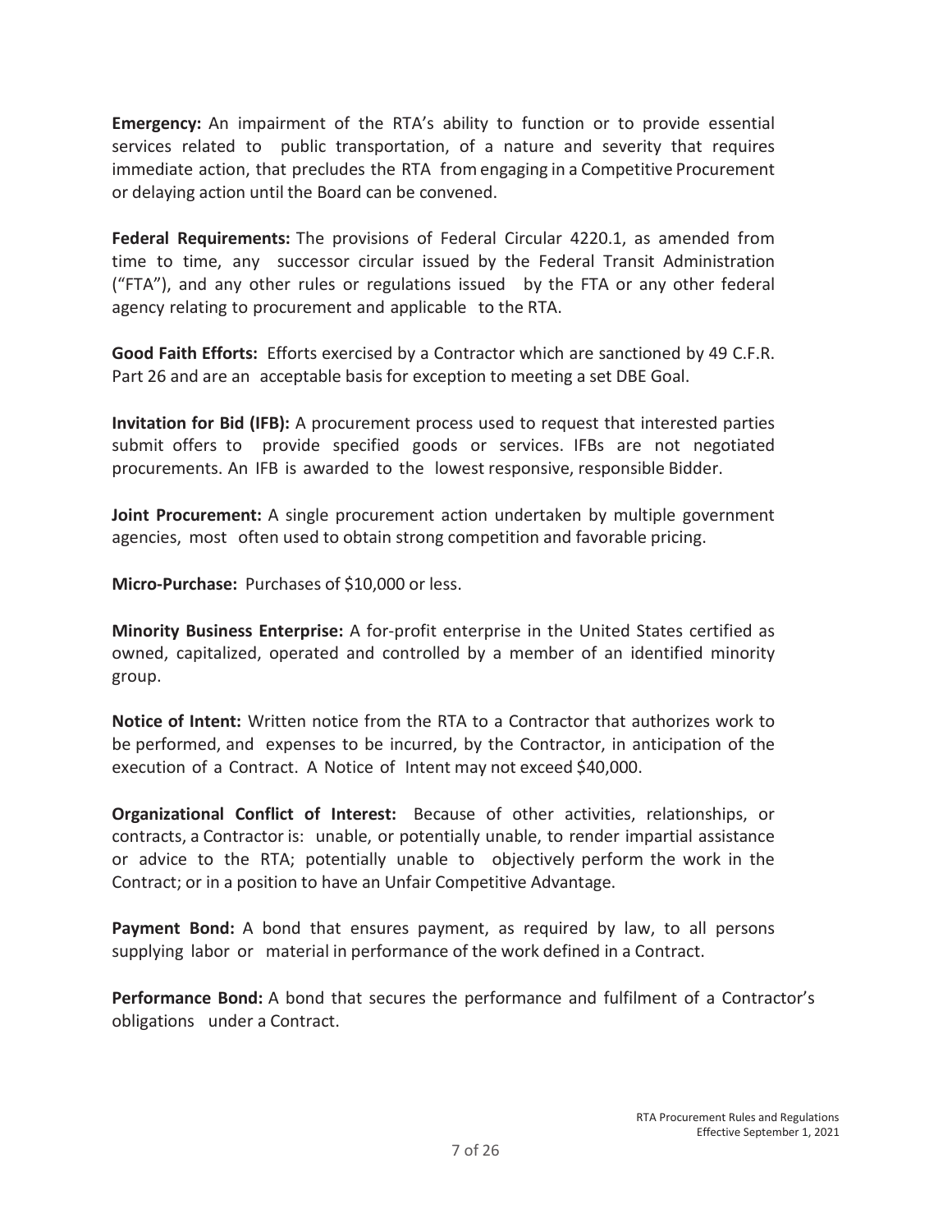**Emergency:** An impairment of the RTA's ability to function or to provide essential services related to public transportation, of a nature and severity that requires immediate action, that precludes the RTA from engaging in a Competitive Procurement or delaying action until the Board can be convened.

**Federal Requirements:** The provisions of Federal Circular 4220.1, as amended from time to time, any successor circular issued by the Federal Transit Administration ("FTA"), and any other rules or regulations issued by the FTA or any other federal agency relating to procurement and applicable to the RTA.

**Good Faith Efforts:** Efforts exercised by a Contractor which are sanctioned by 49 C.F.R. Part 26 and are an acceptable basis for exception to meeting a set DBE Goal.

**Invitation for Bid (IFB):** A procurement process used to request that interested parties submit offers to provide specified goods or services. IFBs are not negotiated procurements. An IFB is awarded to the lowest responsive, responsible Bidder.

**Joint Procurement:** A single procurement action undertaken by multiple government agencies, most often used to obtain strong competition and favorable pricing.

**Micro-Purchase:** Purchases of $10,000 or less.

**Minority Business Enterprise:** A for-profit enterprise in the United States certified as owned, capitalized, operated and controlled by a member of an identified minority group.

**Notice of Intent:** Written notice from the RTA to a Contractor that authorizes work to be performed, and expenses to be incurred, by the Contractor, in anticipation of the execution of a Contract. A Notice of Intent may not exceed $40,000.

**Organizational Conflict of Interest:** Because of other activities, relationships, or contracts, a Contractor is: unable, or potentially unable, to render impartial assistance or advice to the RTA; potentially unable to objectively perform the work in the Contract; or in a position to have an Unfair Competitive Advantage.

**Payment Bond:** A bond that ensures payment, as required by law, to all persons supplying labor or material in performance of the work defined in a Contract.

**Performance Bond:** A bond that secures the performance and fulfilment of a Contractor's obligations under a Contract.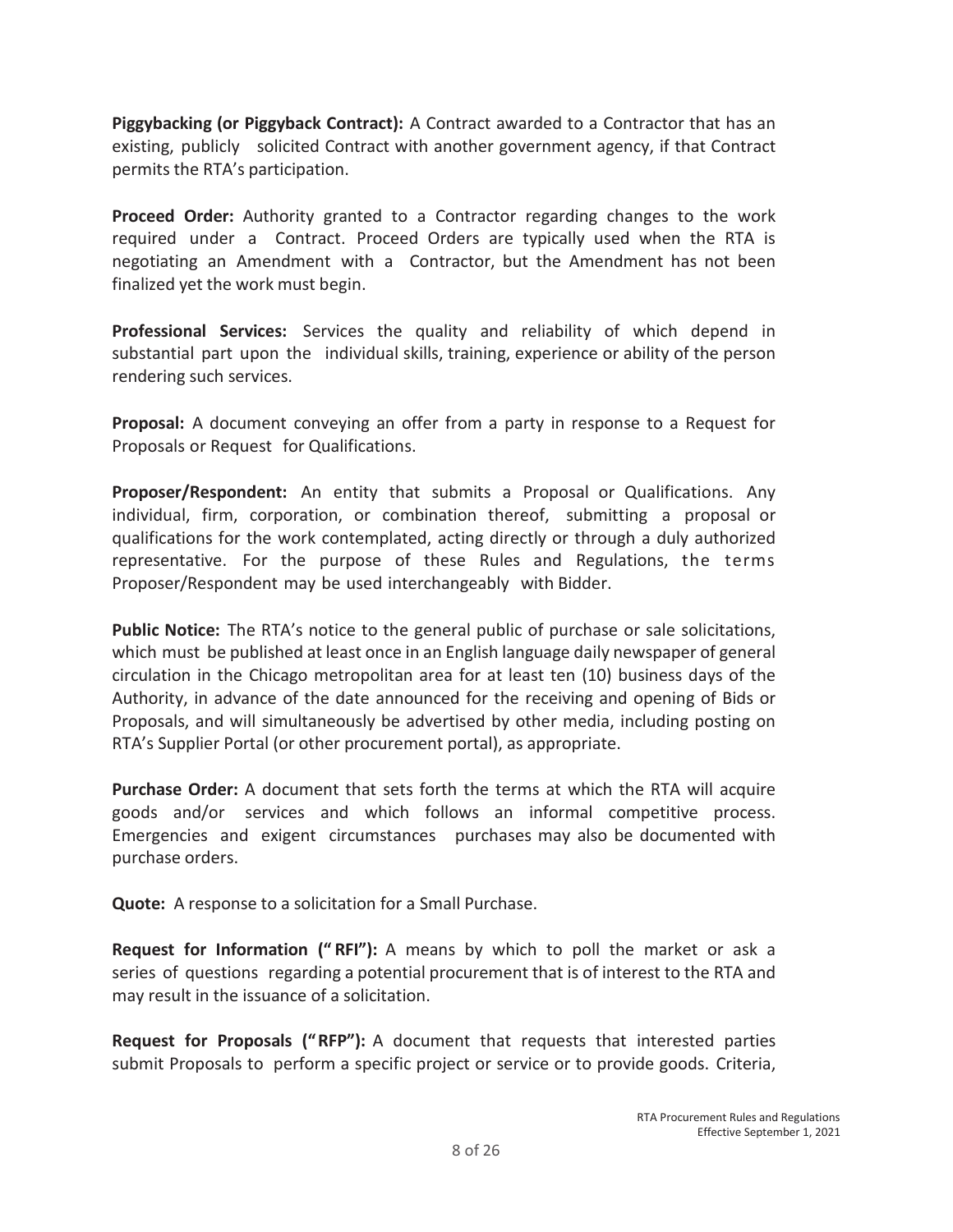**Piggybacking (or Piggyback Contract):** A Contract awarded to a Contractor that has an existing, publicly solicited Contract with another government agency, if that Contract permits the RTA's participation.

**Proceed Order:** Authority granted to a Contractor regarding changes to the work required under a Contract. Proceed Orders are typically used when the RTA is negotiating an Amendment with a Contractor, but the Amendment has not been finalized yet the work must begin.

**Professional Services:** Services the quality and reliability of which depend in substantial part upon the individual skills, training, experience or ability of the person rendering such services.

**Proposal:** A document conveying an offer from a party in response to a Request for Proposals or Request for Qualifications.

**Proposer/Respondent:** An entity that submits a Proposal or Qualifications. Any individual, firm, corporation, or combination thereof, submitting a proposal or qualifications for the work contemplated, acting directly or through a duly authorized representative. For the purpose of these Rules and Regulations, the terms Proposer/Respondent may be used interchangeably with Bidder.

**Public Notice:** The RTA's notice to the general public of purchase or sale solicitations, which must be published at least once in an English language daily newspaper of general circulation in the Chicago metropolitan area for at least ten (10) business days of the Authority, in advance of the date announced for the receiving and opening of Bids or Proposals, and will simultaneously be advertised by other media, including posting on RTA's Supplier Portal (or other procurement portal), as appropriate.

**Purchase Order:** A document that sets forth the terms at which the RTA will acquire goods and/or services and which follows an informal competitive process. Emergencies and exigent circumstances purchases may also be documented with purchase orders.

**Quote:** A response to a solicitation for a Small Purchase.

**Request for Information ("RFI"):** A means by which to poll the market or ask a series of questions regarding a potential procurement that is of interest to the RTA and may result in the issuance of a solicitation.

**Request for Proposals ("RFP"):** A document that requests that interested parties submit Proposals to perform a specific project or service or to provide goods. Criteria,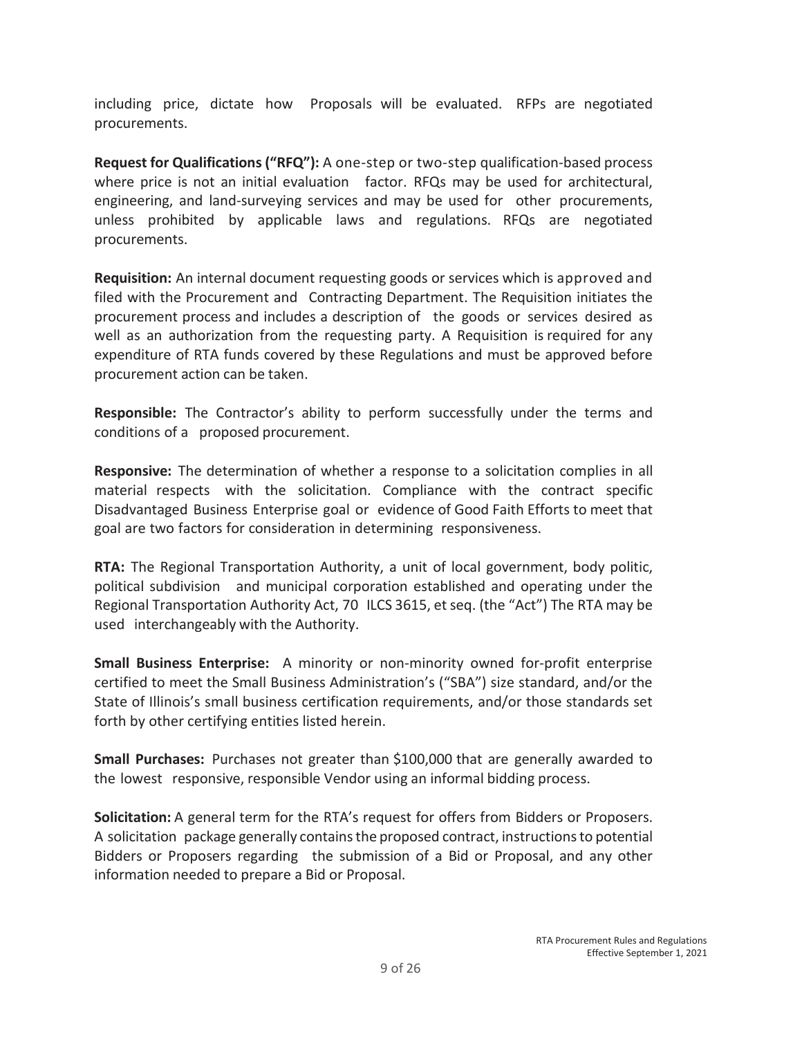including price, dictate how Proposals will be evaluated. RFPs are negotiated procurements.

**Request for Qualifications ("RFQ"):** A one-step or two-step qualification-based process where price is not an initial evaluation factor. RFQs may be used for architectural, engineering, and land-surveying services and may be used for other procurements, unless prohibited by applicable laws and regulations. RFQs are negotiated procurements.

**Requisition:** An internal document requesting goods or services which is approved and filed with the Procurement and Contracting Department. The Requisition initiates the procurement process and includes a description of the goods or services desired as well as an authorization from the requesting party. A Requisition is required for any expenditure of RTA funds covered by these Regulations and must be approved before procurement action can be taken.

**Responsible:** The Contractor's ability to perform successfully under the terms and conditions of a proposed procurement.

**Responsive:** The determination of whether a response to a solicitation complies in all material respects with the solicitation. Compliance with the contract specific Disadvantaged Business Enterprise goal or evidence of Good Faith Efforts to meet that goal are two factors for consideration in determining responsiveness.

**RTA:** The Regional Transportation Authority, a unit of local government, body politic, political subdivision and municipal corporation established and operating under the Regional Transportation Authority Act, 70 ILCS 3615, et seq. (the "Act") The RTA may be used interchangeably with the Authority.

**Small Business Enterprise:** A minority or non-minority owned for-profit enterprise certified to meet the Small Business Administration's ("SBA") size standard, and/or the State of Illinois's small business certification requirements, and/or those standards set forth by other certifying entities listed herein.

**Small Purchases:** Purchases not greater than $100,000 that are generally awarded to the lowest responsive, responsible Vendor using an informal bidding process.

**Solicitation:** A general term for the RTA's request for offers from Bidders or Proposers. A solicitation package generally contains the proposed contract, instructions to potential Bidders or Proposers regarding the submission of a Bid or Proposal, and any other information needed to prepare a Bid or Proposal.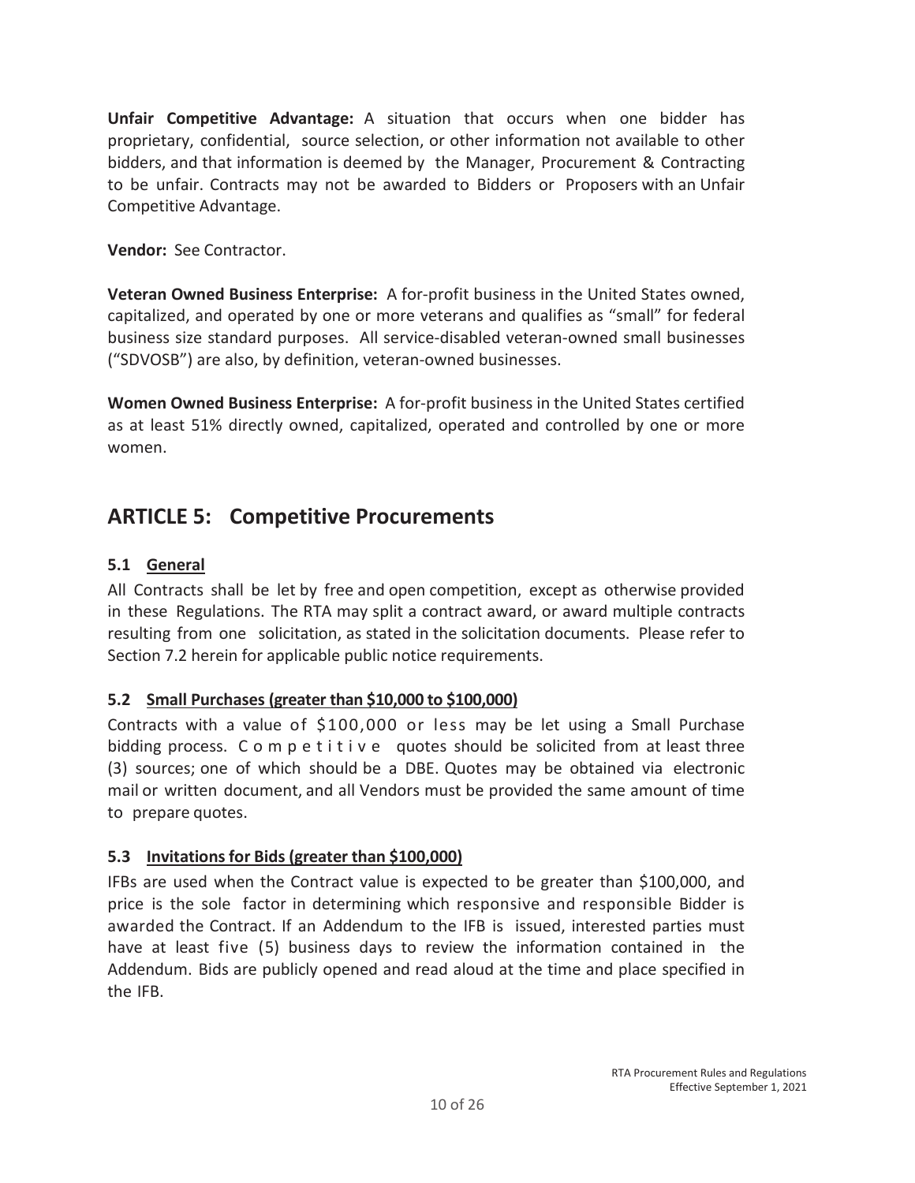**Unfair Competitive Advantage:** A situation that occurs when one bidder has proprietary, confidential, source selection, or other information not available to other bidders, and that information is deemed by the Manager, Procurement & Contracting to be unfair. Contracts may not be awarded to Bidders or Proposers with an Unfair Competitive Advantage.

**Vendor:** See Contractor.

**Veteran Owned Business Enterprise:** A for-profit business in the United States owned, capitalized, and operated by one or more veterans and qualifies as "small" for federal business size standard purposes. All service-disabled veteran-owned small businesses ("SDVOSB") are also, by definition, veteran-owned businesses.

**Women Owned Business Enterprise:** A for-profit business in the United States certified as at least 51% directly owned, capitalized, operated and controlled by one or more women.

## ARTICLE 5: Competitive Procurements

### 5.1 General

All Contracts shall be let by free and open competition, except as otherwise provided in these Regulations. The RTA may split a contract award, or award multiple contracts resulting from one solicitation, as stated in the solicitation documents. Please refer to Section 7.2 herein for applicable public notice requirements.

### 5.2 Small Purchases (greater than $10,000 to $100,000)

Contracts with a value of $100,000 or less may be let using a Small Purchase bidding process. Competitive quotes should be solicited from at least three (3) sources; one of which should be a DBE. Quotes may be obtained via electronic mail or written document, and all Vendors must be provided the same amount of time to prepare quotes.

### 5.3 Invitations for Bids (greater than $100,000)

IFBs are used when the Contract value is expected to be greater than $100,000, and price is the sole factor in determining which responsive and responsible Bidder is awarded the Contract. If an Addendum to the IFB is issued, interested parties must have at least five (5) business days to review the information contained in the Addendum. Bids are publicly opened and read aloud at the time and place specified in the IFB.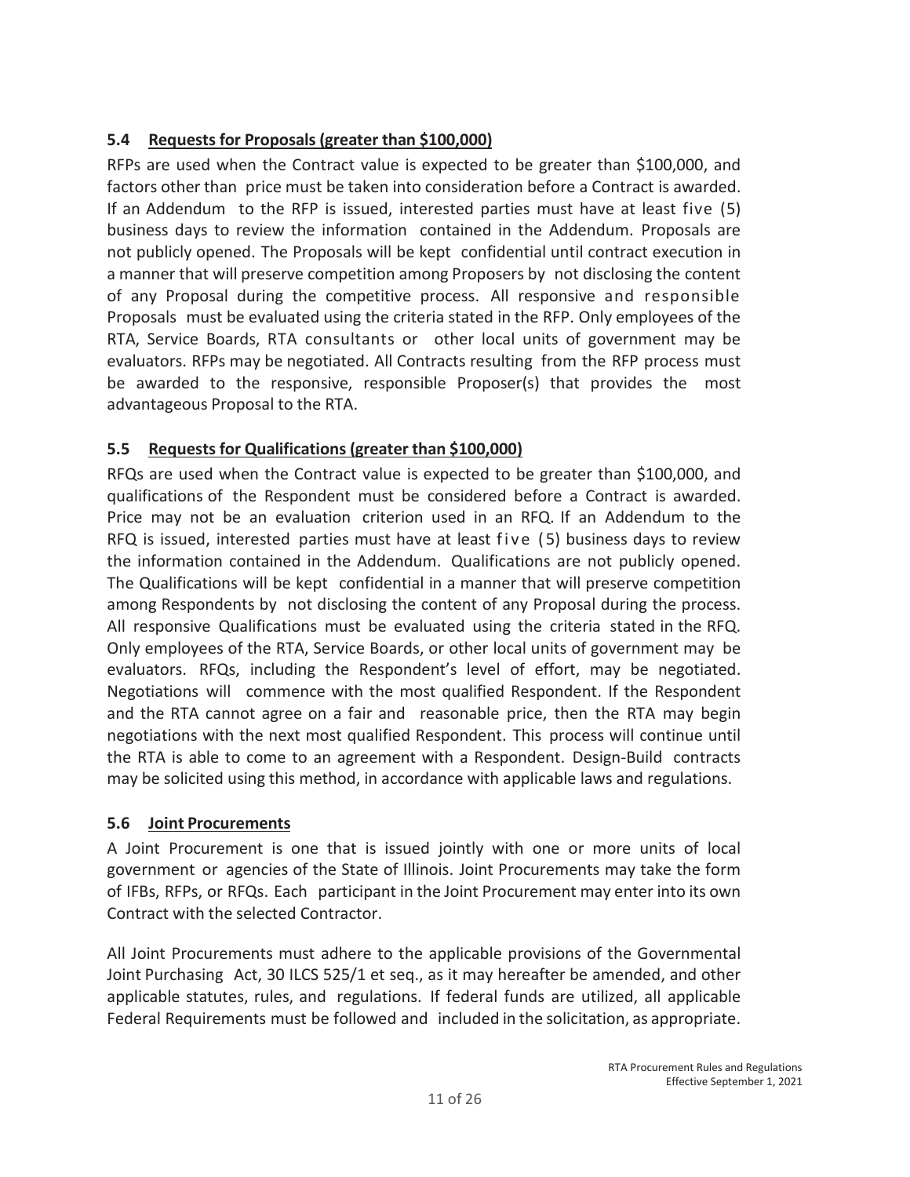### 5.4 Requests for Proposals (greater than $100,000)

RFPs are used when the Contract value is expected to be greater than $100,000, and factors other than price must be taken into consideration before a Contract is awarded. If an Addendum to the RFP is issued, interested parties must have at least five (5) business days to review the information contained in the Addendum. Proposals are not publicly opened. The Proposals will be kept confidential until contract execution in a manner that will preserve competition among Proposers by not disclosing the content of any Proposal during the competitive process. All responsive and responsible Proposals must be evaluated using the criteria stated in the RFP. Only employees of the RTA, Service Boards, RTA consultants or other local units of government may be evaluators. RFPs may be negotiated. All Contracts resulting from the RFP process must be awarded to the responsive, responsible Proposer(s) that provides the most advantageous Proposal to the RTA.

### 5.5 Requests for Qualifications (greater than $100,000)

RFQs are used when the Contract value is expected to be greater than $100,000, and qualifications of the Respondent must be considered before a Contract is awarded. Price may not be an evaluation criterion used in an RFQ. If an Addendum to the RFQ is issued, interested parties must have at least five (5) business days to review the information contained in the Addendum. Qualifications are not publicly opened. The Qualifications will be kept confidential in a manner that will preserve competition among Respondents by not disclosing the content of any Proposal during the process. All responsive Qualifications must be evaluated using the criteria stated in the RFQ. Only employees of the RTA, Service Boards, or other local units of government may be evaluators. RFQs, including the Respondent's level of effort, may be negotiated. Negotiations will commence with the most qualified Respondent. If the Respondent and the RTA cannot agree on a fair and reasonable price, then the RTA may begin negotiations with the next most qualified Respondent. This process will continue until the RTA is able to come to an agreement with a Respondent. Design-Build contracts may be solicited using this method, in accordance with applicable laws and regulations.

### 5.6 Joint Procurements

A Joint Procurement is one that is issued jointly with one or more units of local government or agencies of the State of Illinois. Joint Procurements may take the form of IFBs, RFPs, or RFQs. Each participant in the Joint Procurement may enter into its own Contract with the selected Contractor.

All Joint Procurements must adhere to the applicable provisions of the Governmental Joint Purchasing Act, 30 ILCS 525/1 et seq., as it may hereafter be amended, and other applicable statutes, rules, and regulations. If federal funds are utilized, all applicable Federal Requirements must be followed and included in the solicitation, as appropriate.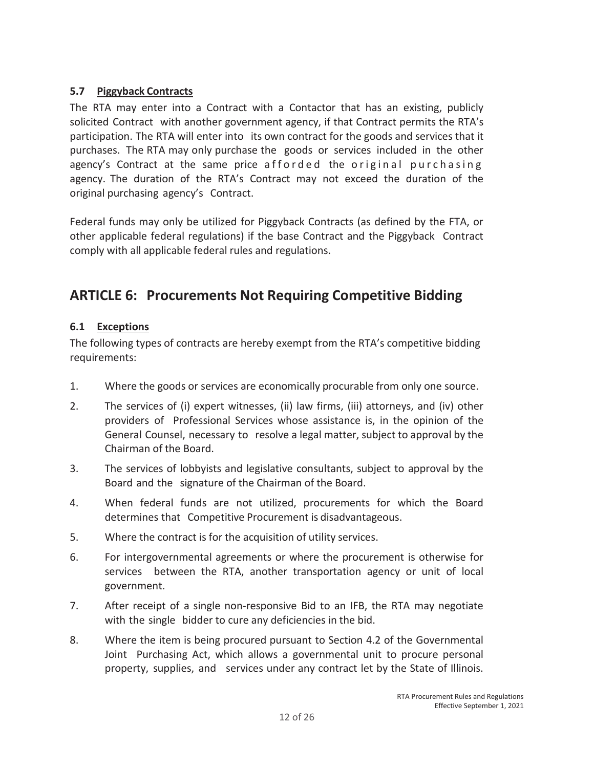### 5.7 Piggyback Contracts

The RTA may enter into a Contract with a Contactor that has an existing, publicly solicited Contract with another government agency, if that Contract permits the RTA's participation. The RTA will enter into its own contract for the goods and services that it purchases. The RTA may only purchase the goods or services included in the other agency's Contract at the same price afforded the original purchasing agency. The duration of the RTA's Contract may not exceed the duration of the original purchasing agency's Contract.

Federal funds may only be utilized for Piggyback Contracts (as defined by the FTA, or other applicable federal regulations) if the base Contract and the Piggyback Contract comply with all applicable federal rules and regulations.

## ARTICLE 6: Procurements Not Requiring Competitive Bidding

### 6.1 Exceptions

The following types of contracts are hereby exempt from the RTA's competitive bidding requirements:

1. Where the goods or services are economically procurable from only one source.
2. The services of (i) expert witnesses, (ii) law firms, (iii) attorneys, and (iv) other providers of Professional Services whose assistance is, in the opinion of the General Counsel, necessary to resolve a legal matter, subject to approval by the Chairman of the Board.
3. The services of lobbyists and legislative consultants, subject to approval by the Board and the signature of the Chairman of the Board.
4. When federal funds are not utilized, procurements for which the Board determines that Competitive Procurement is disadvantageous.
5. Where the contract is for the acquisition of utility services.
6. For intergovernmental agreements or where the procurement is otherwise for services between the RTA, another transportation agency or unit of local government.
7. After receipt of a single non-responsive Bid to an IFB, the RTA may negotiate with the single bidder to cure any deficiencies in the bid.
8. Where the item is being procured pursuant to Section 4.2 of the Governmental Joint Purchasing Act, which allows a governmental unit to procure personal property, supplies, and services under any contract let by the State of Illinois.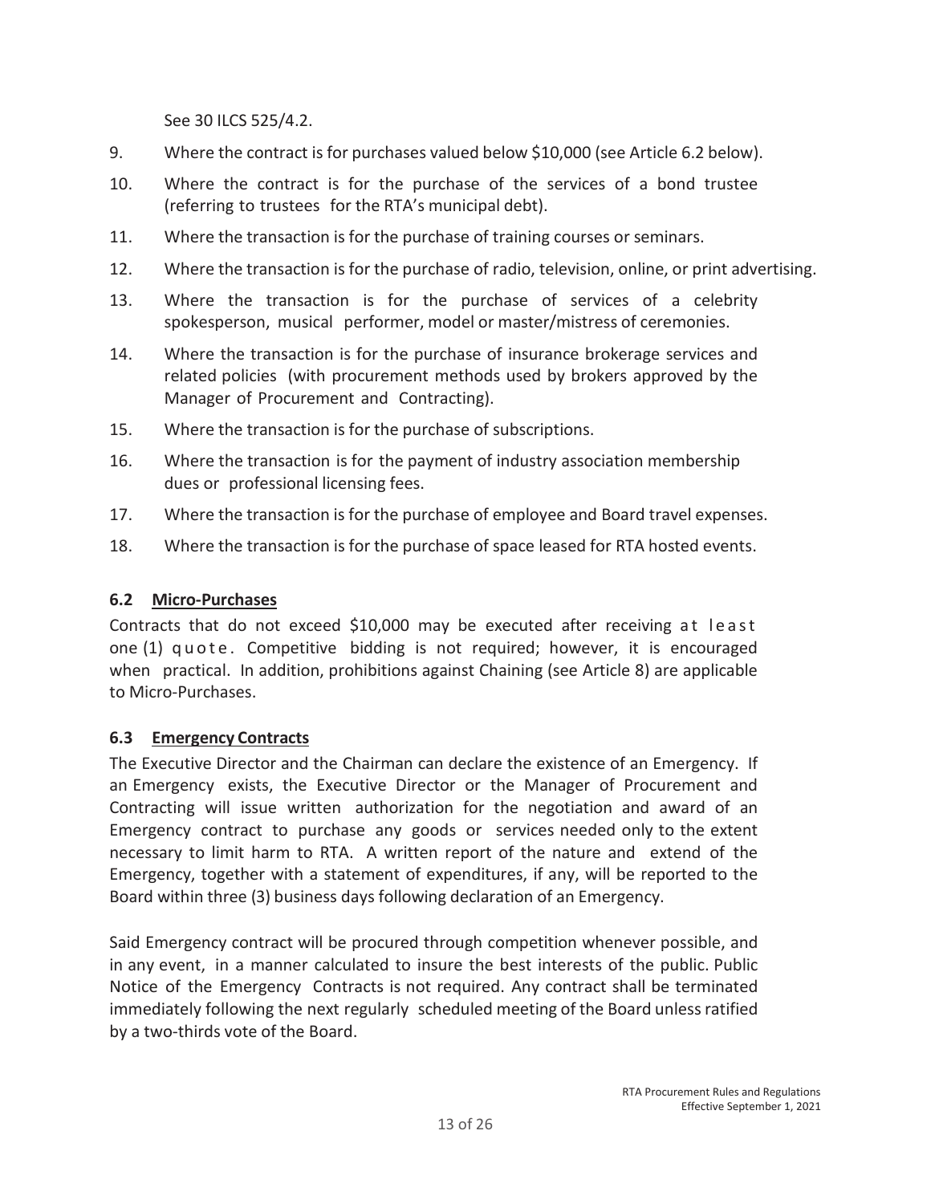See 30 ILCS 525/4.2.

9. Where the contract is for purchases valued below $10,000 (see Article 6.2 below).
10. Where the contract is for the purchase of the services of a bond trustee (referring to trustees for the RTA's municipal debt).
11. Where the transaction is for the purchase of training courses or seminars.
12. Where the transaction is for the purchase of radio, television, online, or print advertising.
13. Where the transaction is for the purchase of services of a celebrity spokesperson, musical performer, model or master/mistress of ceremonies.
14. Where the transaction is for the purchase of insurance brokerage services and related policies (with procurement methods used by brokers approved by the Manager of Procurement and Contracting).
15. Where the transaction is for the purchase of subscriptions.
16. Where the transaction is for the payment of industry association membership dues or professional licensing fees.
17. Where the transaction is for the purchase of employee and Board travel expenses.
18. Where the transaction is for the purchase of space leased for RTA hosted events.

### 6.2 Micro-Purchases

Contracts that do not exceed $10,000 may be executed after receiving at least one (1) quote. Competitive bidding is not required; however, it is encouraged when practical. In addition, prohibitions against Chaining (see Article 8) are applicable to Micro-Purchases.

### 6.3 Emergency Contracts

The Executive Director and the Chairman can declare the existence of an Emergency. If an Emergency exists, the Executive Director or the Manager of Procurement and Contracting will issue written authorization for the negotiation and award of an Emergency contract to purchase any goods or services needed only to the extent necessary to limit harm to RTA. A written report of the nature and extend of the Emergency, together with a statement of expenditures, if any, will be reported to the Board within three (3) business days following declaration of an Emergency.

Said Emergency contract will be procured through competition whenever possible, and in any event, in a manner calculated to insure the best interests of the public. Public Notice of the Emergency Contracts is not required. Any contract shall be terminated immediately following the next regularly scheduled meeting of the Board unless ratified by a two-thirds vote of the Board.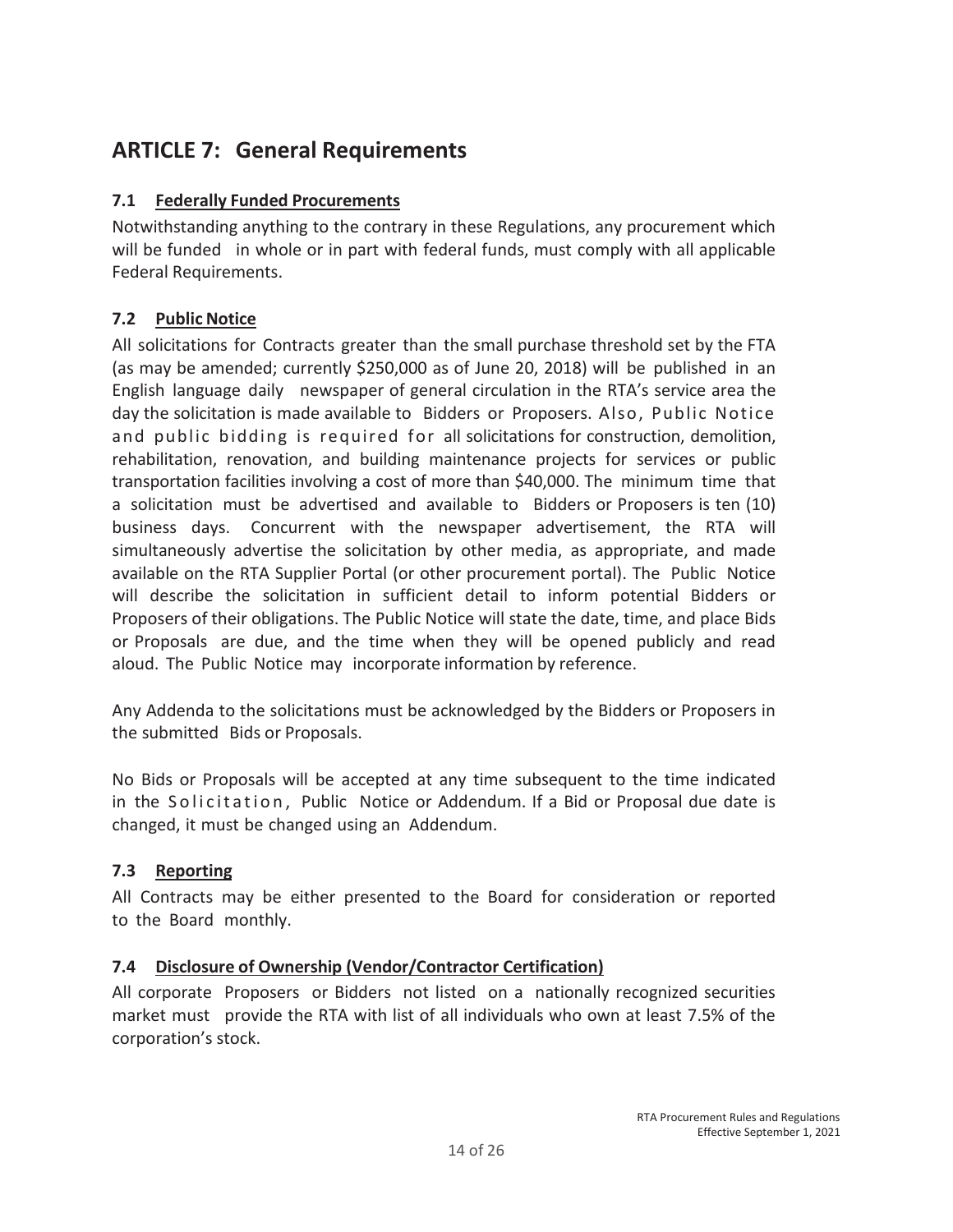## ARTICLE 7: General Requirements

### 7.1 Federally Funded Procurements

Notwithstanding anything to the contrary in these Regulations, any procurement which will be funded in whole or in part with federal funds, must comply with all applicable Federal Requirements.

### 7.2 Public Notice

All solicitations for Contracts greater than the small purchase threshold set by the FTA (as may be amended; currently $250,000 as of June 20, 2018) will be published in an English language daily newspaper of general circulation in the RTA's service area the day the solicitation is made available to Bidders or Proposers. Also, Public Notice and public bidding is required for all solicitations for construction, demolition, rehabilitation, renovation, and building maintenance projects for services or public transportation facilities involving a cost of more than $40,000. The minimum time that a solicitation must be advertised and available to Bidders or Proposers is ten (10) business days. Concurrent with the newspaper advertisement, the RTA will simultaneously advertise the solicitation by other media, as appropriate, and made available on the RTA Supplier Portal (or other procurement portal). The Public Notice will describe the solicitation in sufficient detail to inform potential Bidders or Proposers of their obligations. The Public Notice will state the date, time, and place Bids or Proposals are due, and the time when they will be opened publicly and read aloud. The Public Notice may incorporate information by reference.

Any Addenda to the solicitations must be acknowledged by the Bidders or Proposers in the submitted Bids or Proposals.

No Bids or Proposals will be accepted at any time subsequent to the time indicated in the Solicitation, Public Notice or Addendum. If a Bid or Proposal due date is changed, it must be changed using an Addendum.

### 7.3 Reporting

All Contracts may be either presented to the Board for consideration or reported to the Board monthly.

### 7.4 Disclosure of Ownership (Vendor/Contractor Certification)

All corporate Proposers or Bidders not listed on a nationally recognized securities market must provide the RTA with list of all individuals who own at least 7.5% of the corporation's stock.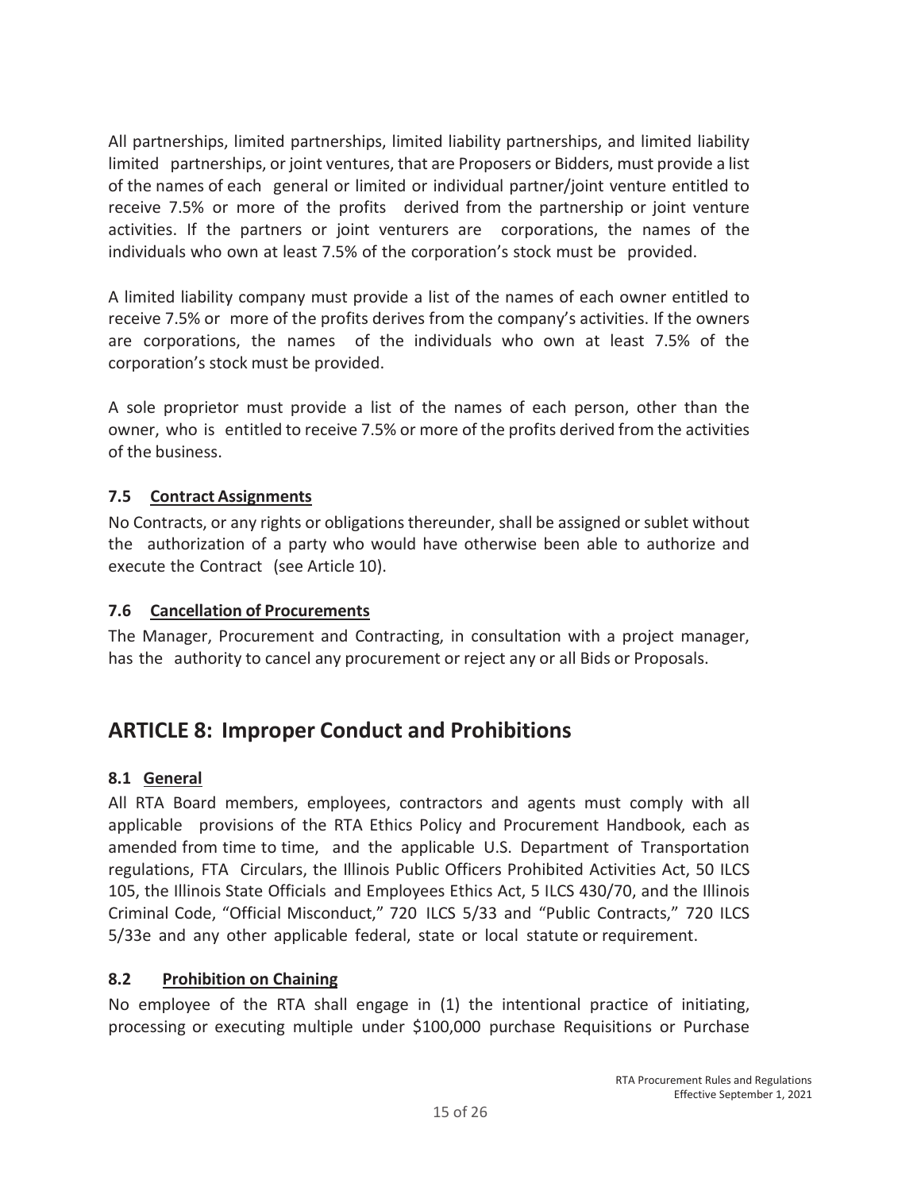All partnerships, limited partnerships, limited liability partnerships, and limited liability limited partnerships, or joint ventures, that are Proposers or Bidders, must provide a list of the names of each general or limited or individual partner/joint venture entitled to receive 7.5% or more of the profits derived from the partnership or joint venture activities. If the partners or joint venturers are corporations, the names of the individuals who own at least 7.5% of the corporation's stock must be provided.

A limited liability company must provide a list of the names of each owner entitled to receive 7.5% or more of the profits derives from the company's activities. If the owners are corporations, the names of the individuals who own at least 7.5% of the corporation's stock must be provided.

A sole proprietor must provide a list of the names of each person, other than the owner, who is entitled to receive 7.5% or more of the profits derived from the activities of the business.

### 7.5 Contract Assignments

No Contracts, or any rights or obligations thereunder, shall be assigned or sublet without the authorization of a party who would have otherwise been able to authorize and execute the Contract (see Article 10).

### 7.6 Cancellation of Procurements

The Manager, Procurement and Contracting, in consultation with a project manager, has the authority to cancel any procurement or reject any or all Bids or Proposals.

## ARTICLE 8: Improper Conduct and Prohibitions

### 8.1 General

All RTA Board members, employees, contractors and agents must comply with all applicable provisions of the RTA Ethics Policy and Procurement Handbook, each as amended from time to time, and the applicable U.S. Department of Transportation regulations, FTA Circulars, the Illinois Public Officers Prohibited Activities Act, 50 ILCS 105, the Illinois State Officials and Employees Ethics Act, 5 ILCS 430/70, and the Illinois Criminal Code, "Official Misconduct," 720 ILCS 5/33 and "Public Contracts," 720 ILCS 5/33e and any other applicable federal, state or local statute or requirement.

### 8.2 Prohibition on Chaining

No employee of the RTA shall engage in (1) the intentional practice of initiating, processing or executing multiple under $100,000 purchase Requisitions or Purchase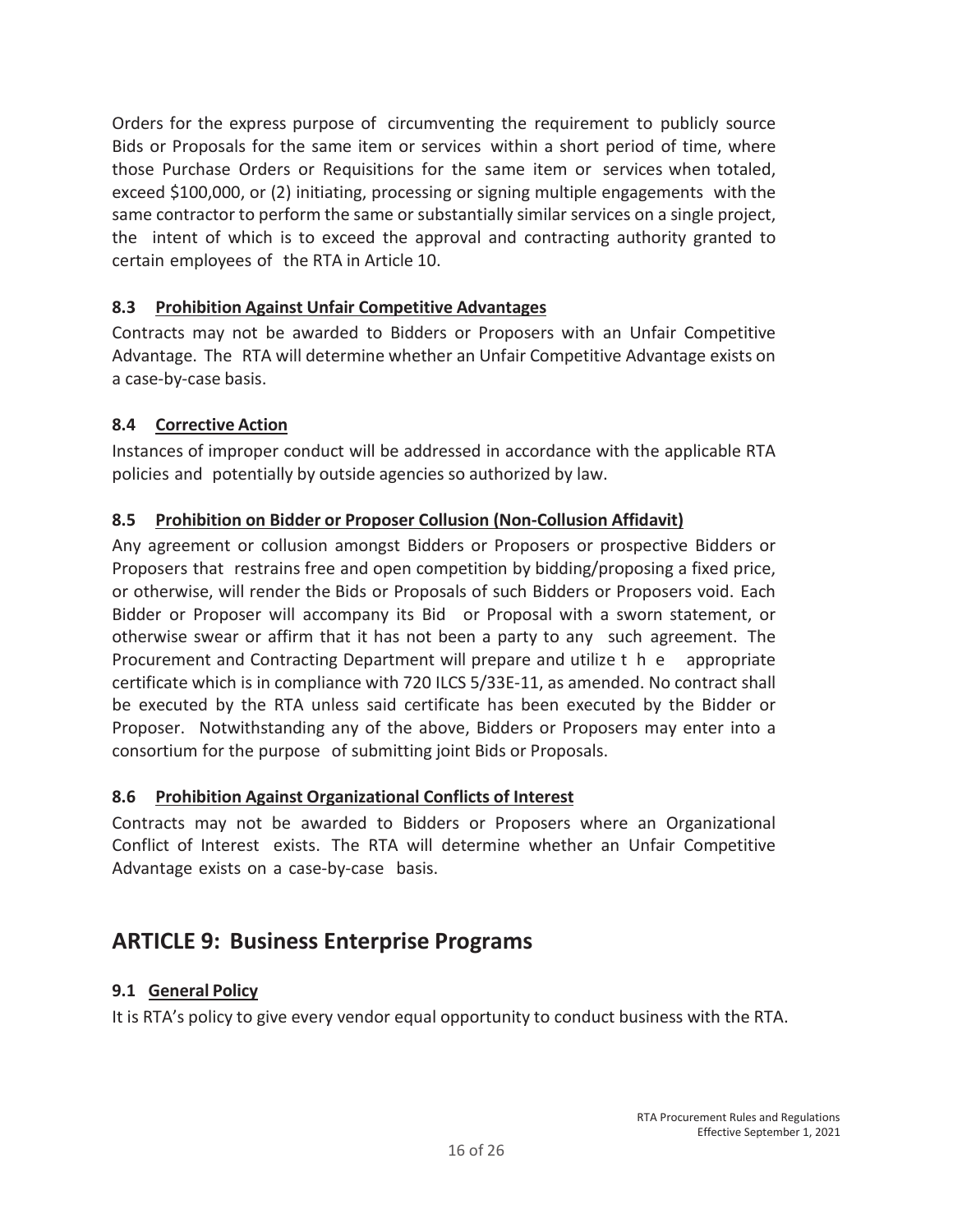Orders for the express purpose of circumventing the requirement to publicly source Bids or Proposals for the same item or services within a short period of time, where those Purchase Orders or Requisitions for the same item or services when totaled, exceed $100,000, or (2) initiating, processing or signing multiple engagements with the same contractor to perform the same or substantially similar services on a single project, the intent of which is to exceed the approval and contracting authority granted to certain employees of the RTA in Article 10.

### 8.3 Prohibition Against Unfair Competitive Advantages

Contracts may not be awarded to Bidders or Proposers with an Unfair Competitive Advantage. The RTA will determine whether an Unfair Competitive Advantage exists on a case-by-case basis.

### 8.4 Corrective Action

Instances of improper conduct will be addressed in accordance with the applicable RTA policies and potentially by outside agencies so authorized by law.

### 8.5 Prohibition on Bidder or Proposer Collusion (Non-Collusion Affidavit)

Any agreement or collusion amongst Bidders or Proposers or prospective Bidders or Proposers that restrains free and open competition by bidding/proposing a fixed price, or otherwise, will render the Bids or Proposals of such Bidders or Proposers void. Each Bidder or Proposer will accompany its Bid or Proposal with a sworn statement, or otherwise swear or affirm that it has not been a party to any such agreement. The Procurement and Contracting Department will prepare and utilize the appropriate certificate which is in compliance with 720 ILCS 5/33E-11, as amended. No contract shall be executed by the RTA unless said certificate has been executed by the Bidder or Proposer. Notwithstanding any of the above, Bidders or Proposers may enter into a consortium for the purpose of submitting joint Bids or Proposals.

### 8.6 Prohibition Against Organizational Conflicts of Interest

Contracts may not be awarded to Bidders or Proposers where an Organizational Conflict of Interest exists. The RTA will determine whether an Unfair Competitive Advantage exists on a case-by-case basis.

## ARTICLE 9: Business Enterprise Programs

### 9.1 General Policy

It is RTA's policy to give every vendor equal opportunity to conduct business with the RTA.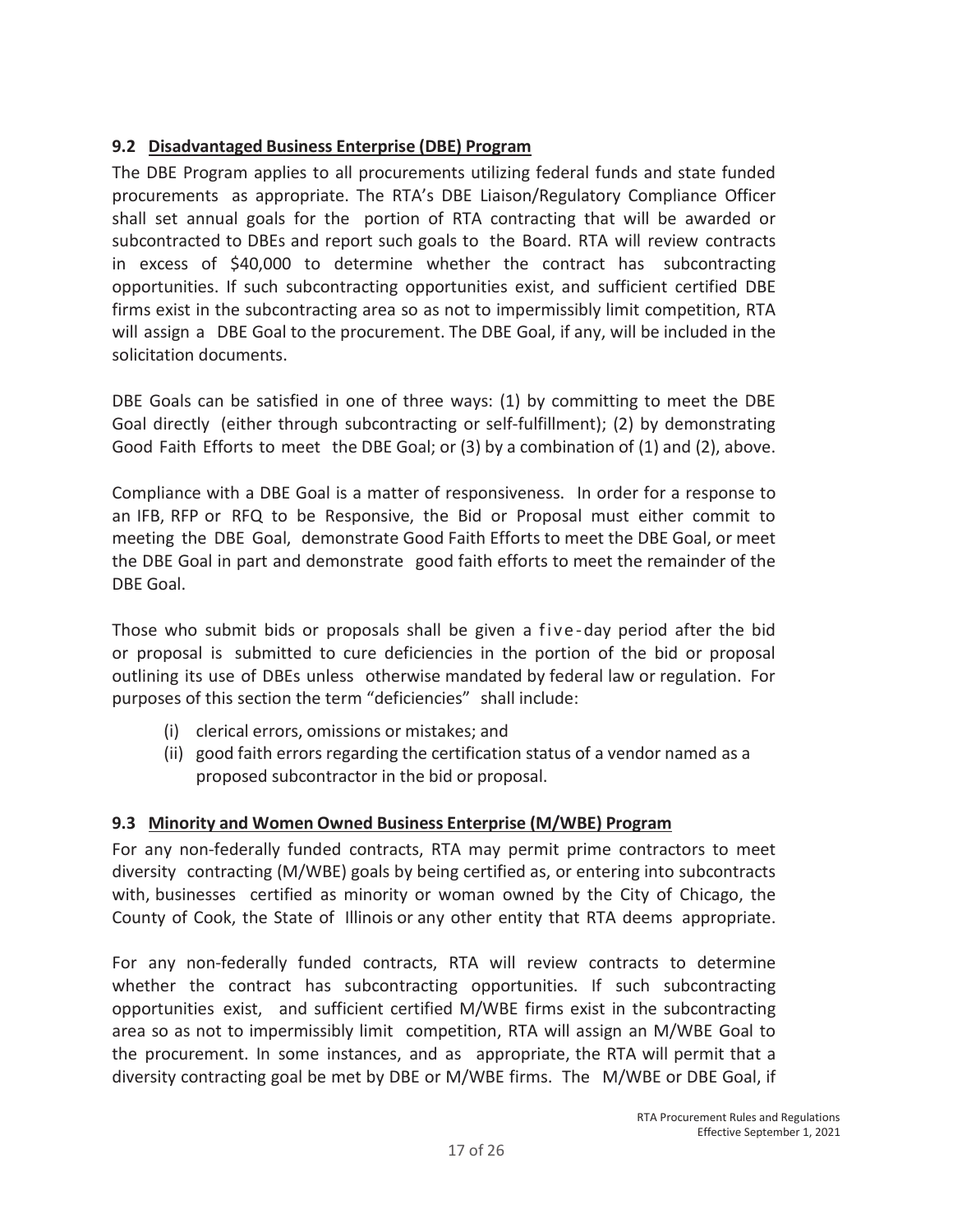## 9.2 Disadvantaged Business Enterprise (DBE) Program

The DBE Program applies to all procurements utilizing federal funds and state funded procurements as appropriate. The RTA's DBE Liaison/Regulatory Compliance Officer shall set annual goals for the portion of RTA contracting that will be awarded or subcontracted to DBEs and report such goals to the Board. RTA will review contracts in excess of $40,000 to determine whether the contract has subcontracting opportunities. If such subcontracting opportunities exist, and sufficient certified DBE firms exist in the subcontracting area so as not to impermissibly limit competition, RTA will assign a DBE Goal to the procurement. The DBE Goal, if any, will be included in the solicitation documents.

DBE Goals can be satisfied in one of three ways: (1) by committing to meet the DBE Goal directly (either through subcontracting or self-fulfillment); (2) by demonstrating Good Faith Efforts to meet the DBE Goal; or (3) by a combination of (1) and (2), above.

Compliance with a DBE Goal is a matter of responsiveness. In order for a response to an IFB, RFP or RFQ to be Responsive, the Bid or Proposal must either commit to meeting the DBE Goal, demonstrate Good Faith Efforts to meet the DBE Goal, or meet the DBE Goal in part and demonstrate good faith efforts to meet the remainder of the DBE Goal.

Those who submit bids or proposals shall be given a five-day period after the bid or proposal is submitted to cure deficiencies in the portion of the bid or proposal outlining its use of DBEs unless otherwise mandated by federal law or regulation. For purposes of this section the term "deficiencies" shall include:

- (i) clerical errors, omissions or mistakes; and
- (ii) good faith errors regarding the certification status of a vendor named as a proposed subcontractor in the bid or proposal.

## 9.3 Minority and Women Owned Business Enterprise (M/WBE) Program

For any non-federally funded contracts, RTA may permit prime contractors to meet diversity contracting (M/WBE) goals by being certified as, or entering into subcontracts with, businesses certified as minority or woman owned by the City of Chicago, the County of Cook, the State of Illinois or any other entity that RTA deems appropriate.

For any non-federally funded contracts, RTA will review contracts to determine whether the contract has subcontracting opportunities. If such subcontracting opportunities exist, and sufficient certified M/WBE firms exist in the subcontracting area so as not to impermissibly limit competition, RTA will assign an M/WBE Goal to the procurement. In some instances, and as appropriate, the RTA will permit that a diversity contracting goal be met by DBE or M/WBE firms. The M/WBE or DBE Goal, if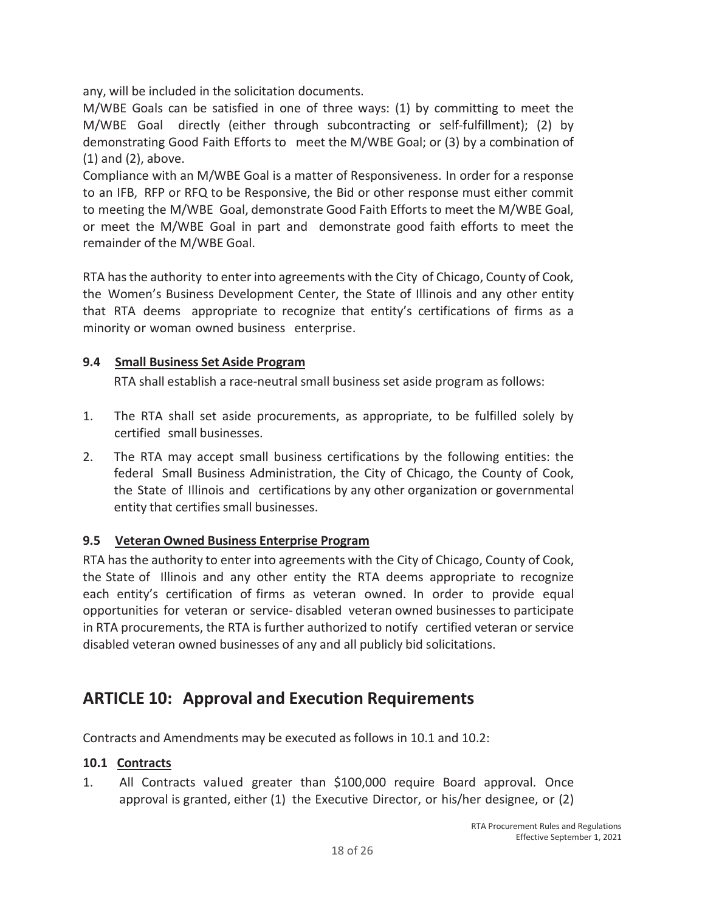any, will be included in the solicitation documents.

M/WBE Goals can be satisfied in one of three ways: (1) by committing to meet the M/WBE Goal directly (either through subcontracting or self-fulfillment); (2) by demonstrating Good Faith Efforts to meet the M/WBE Goal; or (3) by a combination of (1) and (2), above.

Compliance with an M/WBE Goal is a matter of Responsiveness. In order for a response to an IFB, RFP or RFQ to be Responsive, the Bid or other response must either commit to meeting the M/WBE Goal, demonstrate Good Faith Efforts to meet the M/WBE Goal, or meet the M/WBE Goal in part and demonstrate good faith efforts to meet the remainder of the M/WBE Goal.

RTA has the authority to enter into agreements with the City of Chicago, County of Cook, the Women's Business Development Center, the State of Illinois and any other entity that RTA deems appropriate to recognize that entity's certifications of firms as a minority or woman owned business enterprise.

### 9.4 Small Business Set Aside Program

RTA shall establish a race-neutral small business set aside program as follows:

1. The RTA shall set aside procurements, as appropriate, to be fulfilled solely by certified small businesses.
2. The RTA may accept small business certifications by the following entities: the federal Small Business Administration, the City of Chicago, the County of Cook, the State of Illinois and certifications by any other organization or governmental entity that certifies small businesses.

### 9.5 Veteran Owned Business Enterprise Program

RTA has the authority to enter into agreements with the City of Chicago, County of Cook, the State of Illinois and any other entity the RTA deems appropriate to recognize each entity's certification of firms as veteran owned. In order to provide equal opportunities for veteran or service- disabled veteran owned businesses to participate in RTA procurements, the RTA is further authorized to notify certified veteran or service disabled veteran owned businesses of any and all publicly bid solicitations.

## ARTICLE 10: Approval and Execution Requirements

Contracts and Amendments may be executed as follows in 10.1 and 10.2:

### 10.1 Contracts

1. All Contracts valued greater than \$100,000 require Board approval. Once approval is granted, either (1) the Executive Director, or his/her designee, or (2)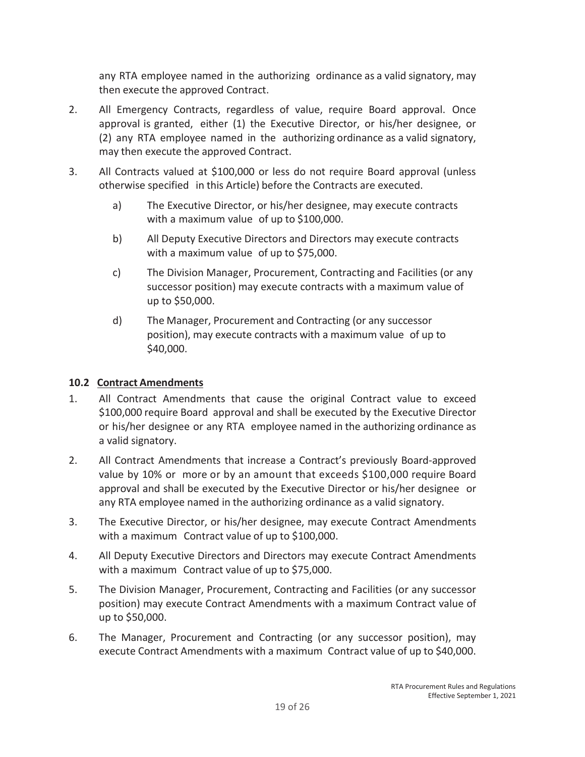any RTA employee named in the authorizing ordinance as a valid signatory, may then execute the approved Contract.

2. All Emergency Contracts, regardless of value, require Board approval. Once approval is granted, either (1) the Executive Director, or his/her designee, or (2) any RTA employee named in the authorizing ordinance as a valid signatory, may then execute the approved Contract.

3. All Contracts valued at $100,000 or less do not require Board approval (unless otherwise specified in this Article) before the Contracts are executed.

   a) The Executive Director, or his/her designee, may execute contracts with a maximum value of up to $100,000.

   b) All Deputy Executive Directors and Directors may execute contracts with a maximum value of up to $75,000.

   c) The Division Manager, Procurement, Contracting and Facilities (or any successor position) may execute contracts with a maximum value of up to $50,000.

   d) The Manager, Procurement and Contracting (or any successor position), may execute contracts with a maximum value of up to $40,000.

### 10.2 Contract Amendments

1. All Contract Amendments that cause the original Contract value to exceed $100,000 require Board approval and shall be executed by the Executive Director or his/her designee or any RTA employee named in the authorizing ordinance as a valid signatory.

2. All Contract Amendments that increase a Contract's previously Board-approved value by 10% or more or by an amount that exceeds $100,000 require Board approval and shall be executed by the Executive Director or his/her designee or any RTA employee named in the authorizing ordinance as a valid signatory.

3. The Executive Director, or his/her designee, may execute Contract Amendments with a maximum Contract value of up to $100,000.

4. All Deputy Executive Directors and Directors may execute Contract Amendments with a maximum Contract value of up to $75,000.

5. The Division Manager, Procurement, Contracting and Facilities (or any successor position) may execute Contract Amendments with a maximum Contract value of up to $50,000.

6. The Manager, Procurement and Contracting (or any successor position), may execute Contract Amendments with a maximum Contract value of up to $40,000.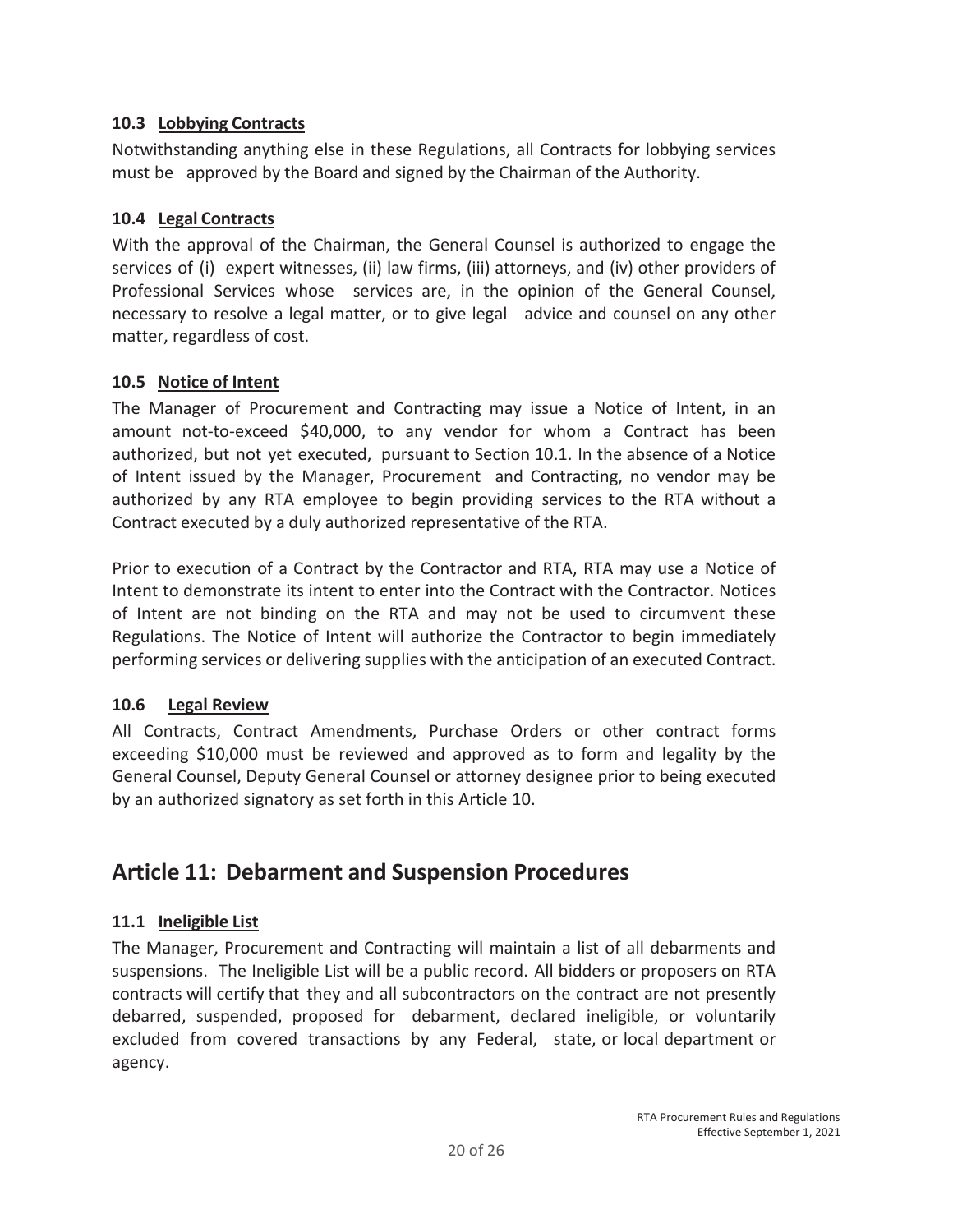### 10.3 Lobbying Contracts

Notwithstanding anything else in these Regulations, all Contracts for lobbying services must be approved by the Board and signed by the Chairman of the Authority.

### 10.4 Legal Contracts

With the approval of the Chairman, the General Counsel is authorized to engage the services of (i) expert witnesses, (ii) law firms, (iii) attorneys, and (iv) other providers of Professional Services whose services are, in the opinion of the General Counsel, necessary to resolve a legal matter, or to give legal advice and counsel on any other matter, regardless of cost.

### 10.5 Notice of Intent

The Manager of Procurement and Contracting may issue a Notice of Intent, in an amount not-to-exceed $40,000, to any vendor for whom a Contract has been authorized, but not yet executed, pursuant to Section 10.1. In the absence of a Notice of Intent issued by the Manager, Procurement and Contracting, no vendor may be authorized by any RTA employee to begin providing services to the RTA without a Contract executed by a duly authorized representative of the RTA.

Prior to execution of a Contract by the Contractor and RTA, RTA may use a Notice of Intent to demonstrate its intent to enter into the Contract with the Contractor. Notices of Intent are not binding on the RTA and may not be used to circumvent these Regulations. The Notice of Intent will authorize the Contractor to begin immediately performing services or delivering supplies with the anticipation of an executed Contract.

### 10.6 Legal Review

All Contracts, Contract Amendments, Purchase Orders or other contract forms exceeding $10,000 must be reviewed and approved as to form and legality by the General Counsel, Deputy General Counsel or attorney designee prior to being executed by an authorized signatory as set forth in this Article 10.

## Article 11: Debarment and Suspension Procedures

### 11.1 Ineligible List

The Manager, Procurement and Contracting will maintain a list of all debarments and suspensions. The Ineligible List will be a public record. All bidders or proposers on RTA contracts will certify that they and all subcontractors on the contract are not presently debarred, suspended, proposed for debarment, declared ineligible, or voluntarily excluded from covered transactions by any Federal, state, or local department or agency.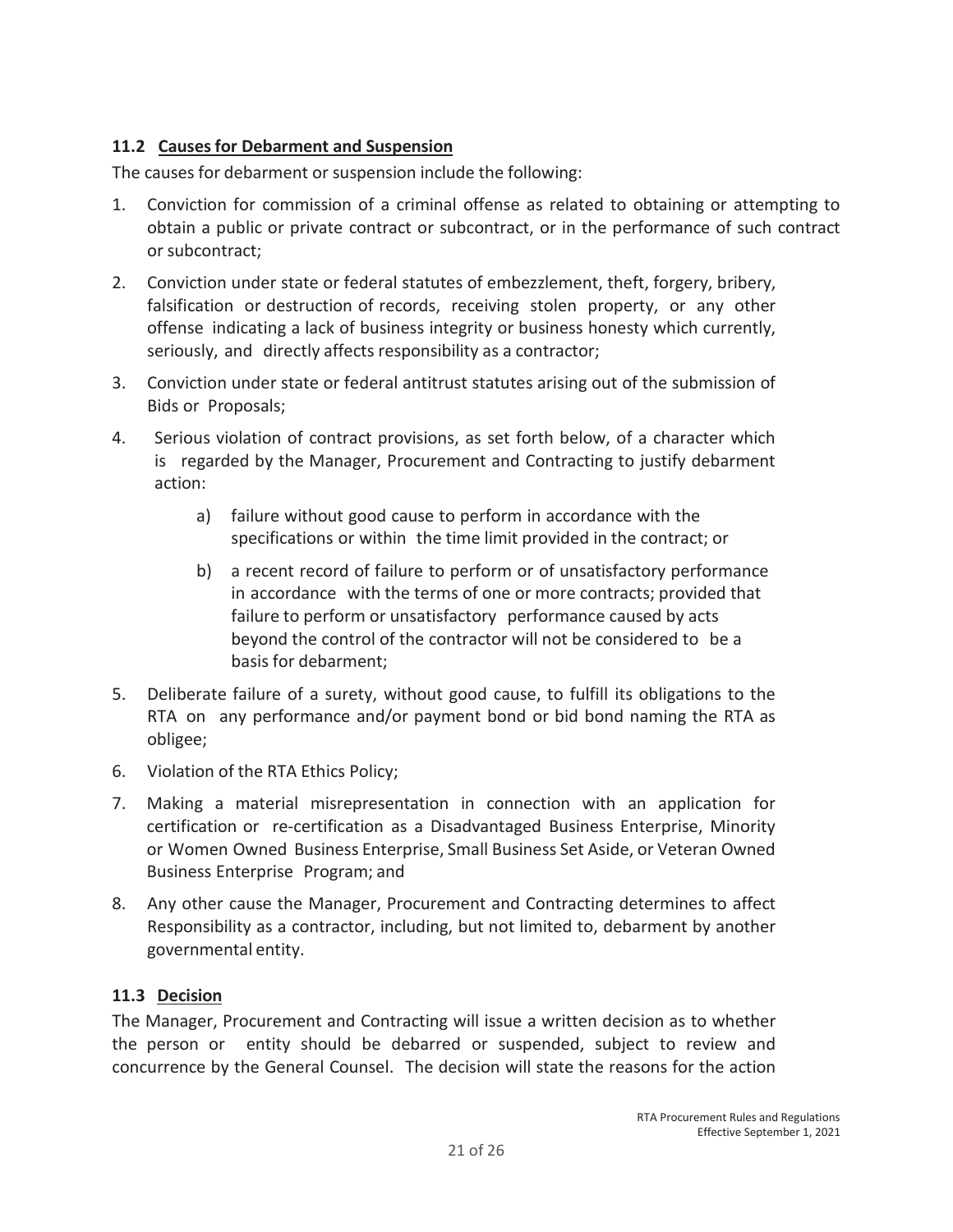### 11.2 Causes for Debarment and Suspension

The causes for debarment or suspension include the following:

1. Conviction for commission of a criminal offense as related to obtaining or attempting to obtain a public or private contract or subcontract, or in the performance of such contract or subcontract;
2. Conviction under state or federal statutes of embezzlement, theft, forgery, bribery, falsification or destruction of records, receiving stolen property, or any other offense indicating a lack of business integrity or business honesty which currently, seriously, and directly affects responsibility as a contractor;
3. Conviction under state or federal antitrust statutes arising out of the submission of Bids or Proposals;
4. Serious violation of contract provisions, as set forth below, of a character which is regarded by the Manager, Procurement and Contracting to justify debarment action:
    a) failure without good cause to perform in accordance with the specifications or within the time limit provided in the contract; or
    b) a recent record of failure to perform or of unsatisfactory performance in accordance with the terms of one or more contracts; provided that failure to perform or unsatisfactory performance caused by acts beyond the control of the contractor will not be considered to be a basis for debarment;
5. Deliberate failure of a surety, without good cause, to fulfill its obligations to the RTA on any performance and/or payment bond or bid bond naming the RTA as obligee;
6. Violation of the RTA Ethics Policy;
7. Making a material misrepresentation in connection with an application for certification or re-certification as a Disadvantaged Business Enterprise, Minority or Women Owned Business Enterprise, Small Business Set Aside, or Veteran Owned Business Enterprise Program; and
8. Any other cause the Manager, Procurement and Contracting determines to affect Responsibility as a contractor, including, but not limited to, debarment by another governmental entity.

### 11.3 Decision

The Manager, Procurement and Contracting will issue a written decision as to whether the person or entity should be debarred or suspended, subject to review and concurrence by the General Counsel. The decision will state the reasons for the action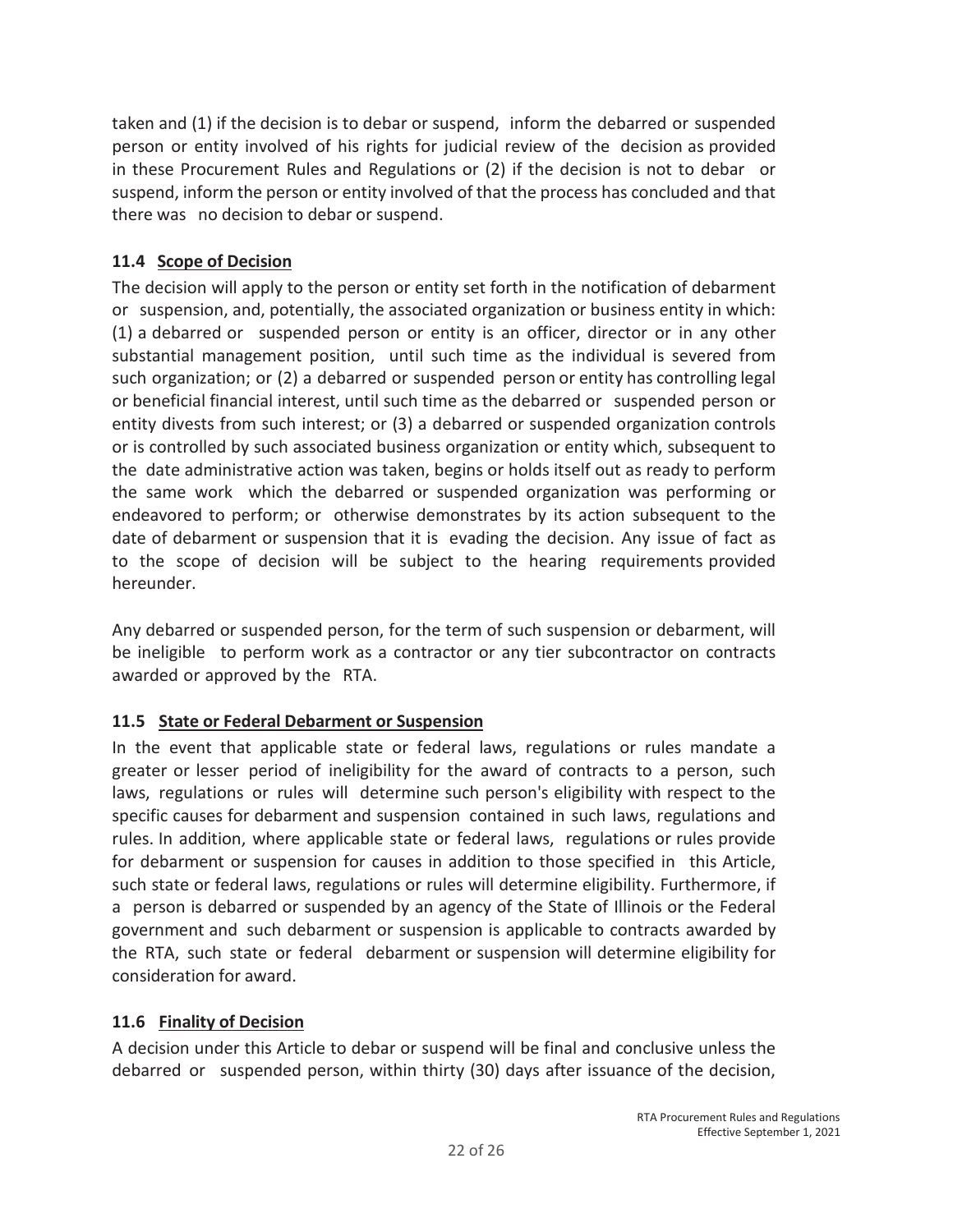taken and (1) if the decision is to debar or suspend, inform the debarred or suspended person or entity involved of his rights for judicial review of the decision as provided in these Procurement Rules and Regulations or (2) if the decision is not to debar or suspend, inform the person or entity involved of that the process has concluded and that there was no decision to debar or suspend.

### 11.4 Scope of Decision

The decision will apply to the person or entity set forth in the notification of debarment or suspension, and, potentially, the associated organization or business entity in which: (1) a debarred or suspended person or entity is an officer, director or in any other substantial management position, until such time as the individual is severed from such organization; or (2) a debarred or suspended person or entity has controlling legal or beneficial financial interest, until such time as the debarred or suspended person or entity divests from such interest; or (3) a debarred or suspended organization controls or is controlled by such associated business organization or entity which, subsequent to the date administrative action was taken, begins or holds itself out as ready to perform the same work which the debarred or suspended organization was performing or endeavored to perform; or otherwise demonstrates by its action subsequent to the date of debarment or suspension that it is evading the decision. Any issue of fact as to the scope of decision will be subject to the hearing requirements provided hereunder.

Any debarred or suspended person, for the term of such suspension or debarment, will be ineligible to perform work as a contractor or any tier subcontractor on contracts awarded or approved by the RTA.

### 11.5 State or Federal Debarment or Suspension

In the event that applicable state or federal laws, regulations or rules mandate a greater or lesser period of ineligibility for the award of contracts to a person, such laws, regulations or rules will determine such person's eligibility with respect to the specific causes for debarment and suspension contained in such laws, regulations and rules. In addition, where applicable state or federal laws, regulations or rules provide for debarment or suspension for causes in addition to those specified in this Article, such state or federal laws, regulations or rules will determine eligibility. Furthermore, if a person is debarred or suspended by an agency of the State of Illinois or the Federal government and such debarment or suspension is applicable to contracts awarded by the RTA, such state or federal debarment or suspension will determine eligibility for consideration for award.

### 11.6 Finality of Decision

A decision under this Article to debar or suspend will be final and conclusive unless the debarred or suspended person, within thirty (30) days after issuance of the decision,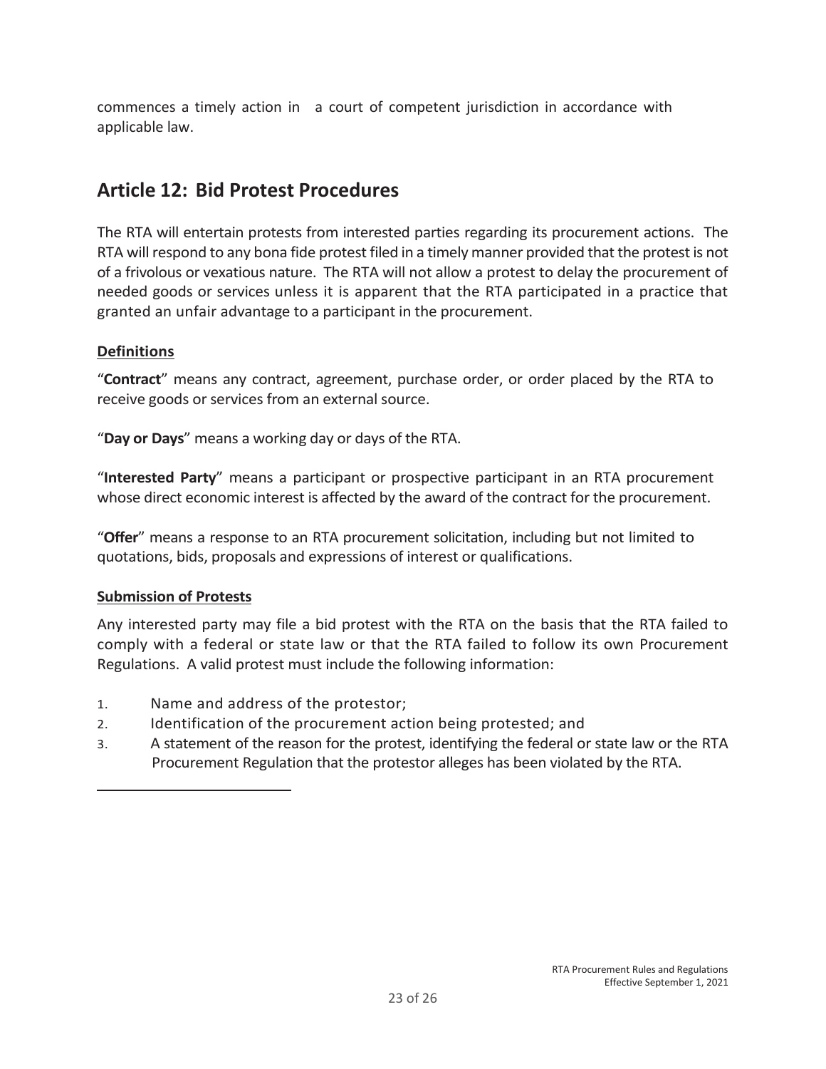commences a timely action in a court of competent jurisdiction in accordance with applicable law.

## Article 12: Bid Protest Procedures

The RTA will entertain protests from interested parties regarding its procurement actions. The RTA will respond to any bona fide protest filed in a timely manner provided that the protest is not of a frivolous or vexatious nature. The RTA will not allow a protest to delay the procurement of needed goods or services unless it is apparent that the RTA participated in a practice that granted an unfair advantage to a participant in the procurement.

**Definitions**

"**Contract**" means any contract, agreement, purchase order, or order placed by the RTA to receive goods or services from an external source.

"**Day or Days**" means a working day or days of the RTA.

"**Interested Party**" means a participant or prospective participant in an RTA procurement whose direct economic interest is affected by the award of the contract for the procurement.

"**Offer**" means a response to an RTA procurement solicitation, including but not limited to quotations, bids, proposals and expressions of interest or qualifications.

**Submission of Protests**

Any interested party may file a bid protest with the RTA on the basis that the RTA failed to comply with a federal or state law or that the RTA failed to follow its own Procurement Regulations. A valid protest must include the following information:

1. Name and address of the protestor;
2. Identification of the procurement action being protested; and
3. A statement of the reason for the protest, identifying the federal or state law or the RTA Procurement Regulation that the protestor alleges has been violated by the RTA.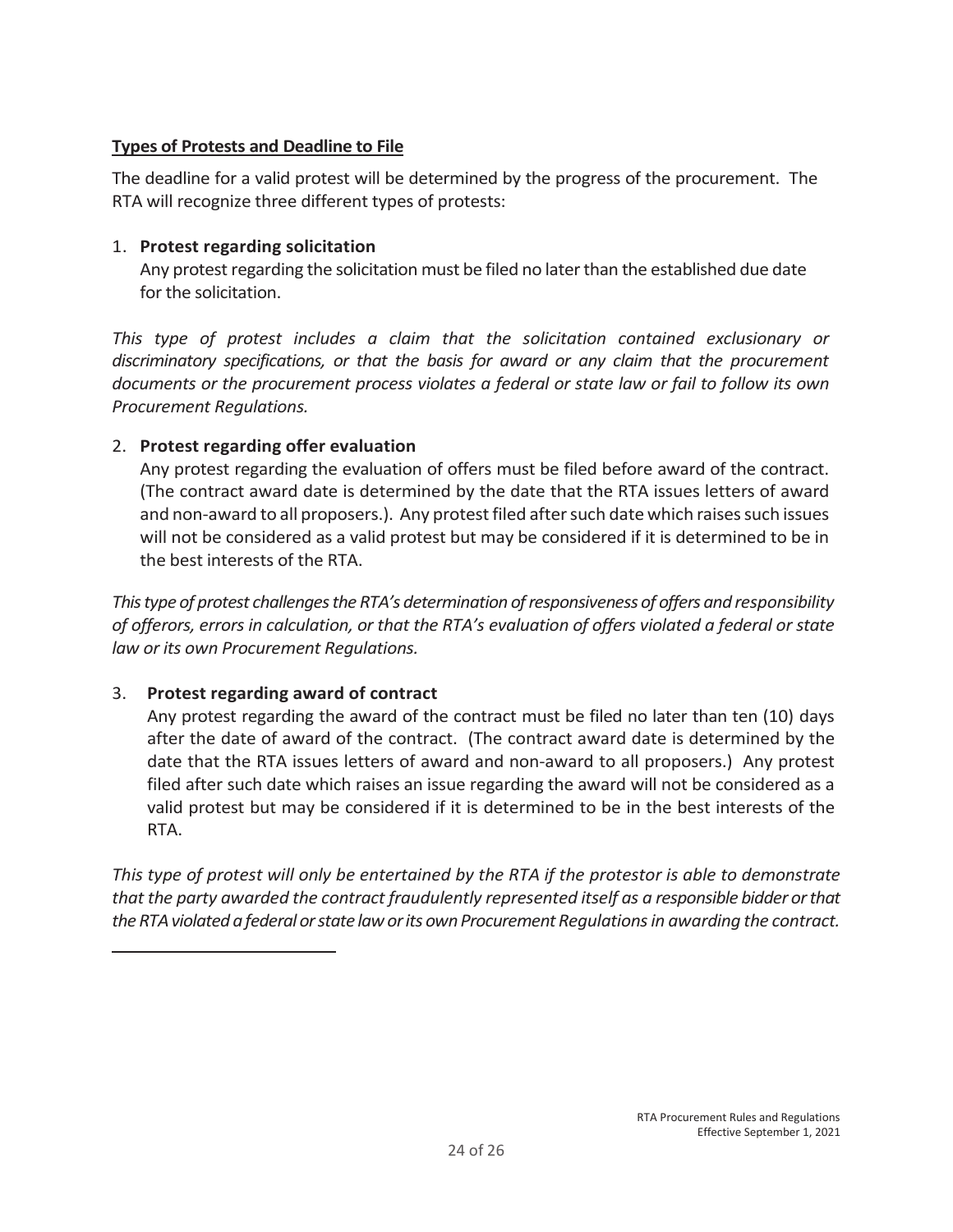**Types of Protests and Deadline to File**

The deadline for a valid protest will be determined by the progress of the procurement. The RTA will recognize three different types of protests:

1. **Protest regarding solicitation**

   Any protest regarding the solicitation must be filed no later than the established due date for the solicitation.

*This type of protest includes a claim that the solicitation contained exclusionary or discriminatory specifications, or that the basis for award or any claim that the procurement documents or the procurement process violates a federal or state law or fail to follow its own Procurement Regulations.*

2. **Protest regarding offer evaluation**

   Any protest regarding the evaluation of offers must be filed before award of the contract. (The contract award date is determined by the date that the RTA issues letters of award and non-award to all proposers.). Any protest filed after such date which raises such issues will not be considered as a valid protest but may be considered if it is determined to be in the best interests of the RTA.

*This type of protest challenges the RTA's determination of responsiveness of offers and responsibility of offerors, errors in calculation, or that the RTA's evaluation of offers violated a federal or state law or its own Procurement Regulations.*

3. **Protest regarding award of contract**

   Any protest regarding the award of the contract must be filed no later than ten (10) days after the date of award of the contract. (The contract award date is determined by the date that the RTA issues letters of award and non-award to all proposers.) Any protest filed after such date which raises an issue regarding the award will not be considered as a valid protest but may be considered if it is determined to be in the best interests of the RTA.

*This type of protest will only be entertained by the RTA if the protestor is able to demonstrate that the party awarded the contract fraudulently represented itself as a responsible bidder or that the RTA violated a federal or state law or its own Procurement Regulations in awarding the contract.*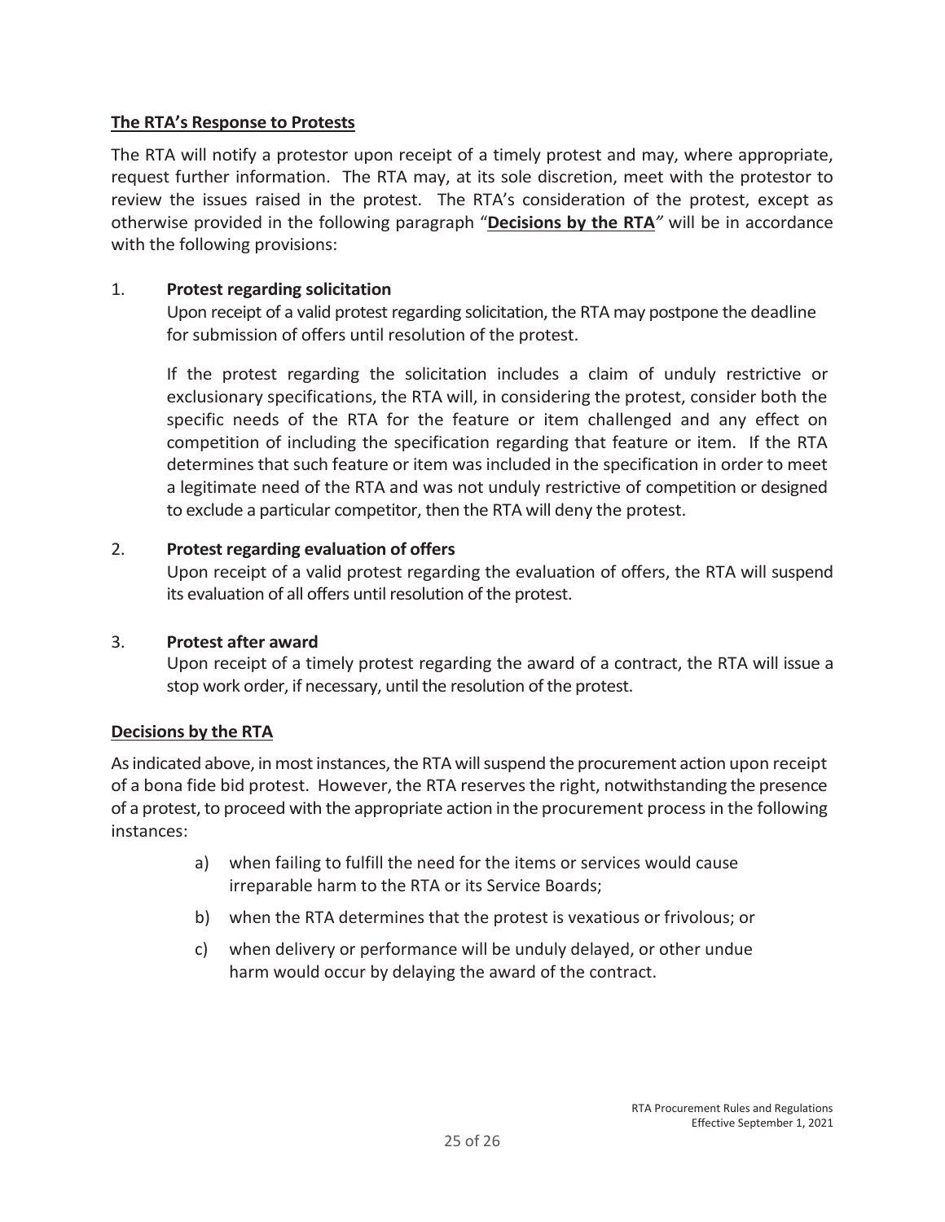**The RTA's Response to Protests**

The RTA will notify a protestor upon receipt of a timely protest and may, where appropriate, request further information. The RTA may, at its sole discretion, meet with the protestor to review the issues raised in the protest. The RTA's consideration of the protest, except as otherwise provided in the following paragraph "**Decisions by the RTA**" will be in accordance with the following provisions:

1. **Protest regarding solicitation**

   Upon receipt of a valid protest regarding solicitation, the RTA may postpone the deadline for submission of offers until resolution of the protest.

   If the protest regarding the solicitation includes a claim of unduly restrictive or exclusionary specifications, the RTA will, in considering the protest, consider both the specific needs of the RTA for the feature or item challenged and any effect on competition of including the specification regarding that feature or item. If the RTA determines that such feature or item was included in the specification in order to meet a legitimate need of the RTA and was not unduly restrictive of competition or designed to exclude a particular competitor, then the RTA will deny the protest.

2. **Protest regarding evaluation of offers**

   Upon receipt of a valid protest regarding the evaluation of offers, the RTA will suspend its evaluation of all offers until resolution of the protest.

3. **Protest after award**

   Upon receipt of a timely protest regarding the award of a contract, the RTA will issue a stop work order, if necessary, until the resolution of the protest.

**Decisions by the RTA**

As indicated above, in most instances, the RTA will suspend the procurement action upon receipt of a bona fide bid protest. However, the RTA reserves the right, notwithstanding the presence of a protest, to proceed with the appropriate action in the procurement process in the following instances:

a) when failing to fulfill the need for the items or services would cause irreparable harm to the RTA or its Service Boards;

b) when the RTA determines that the protest is vexatious or frivolous; or

c) when delivery or performance will be unduly delayed, or other undue harm would occur by delaying the award of the contract.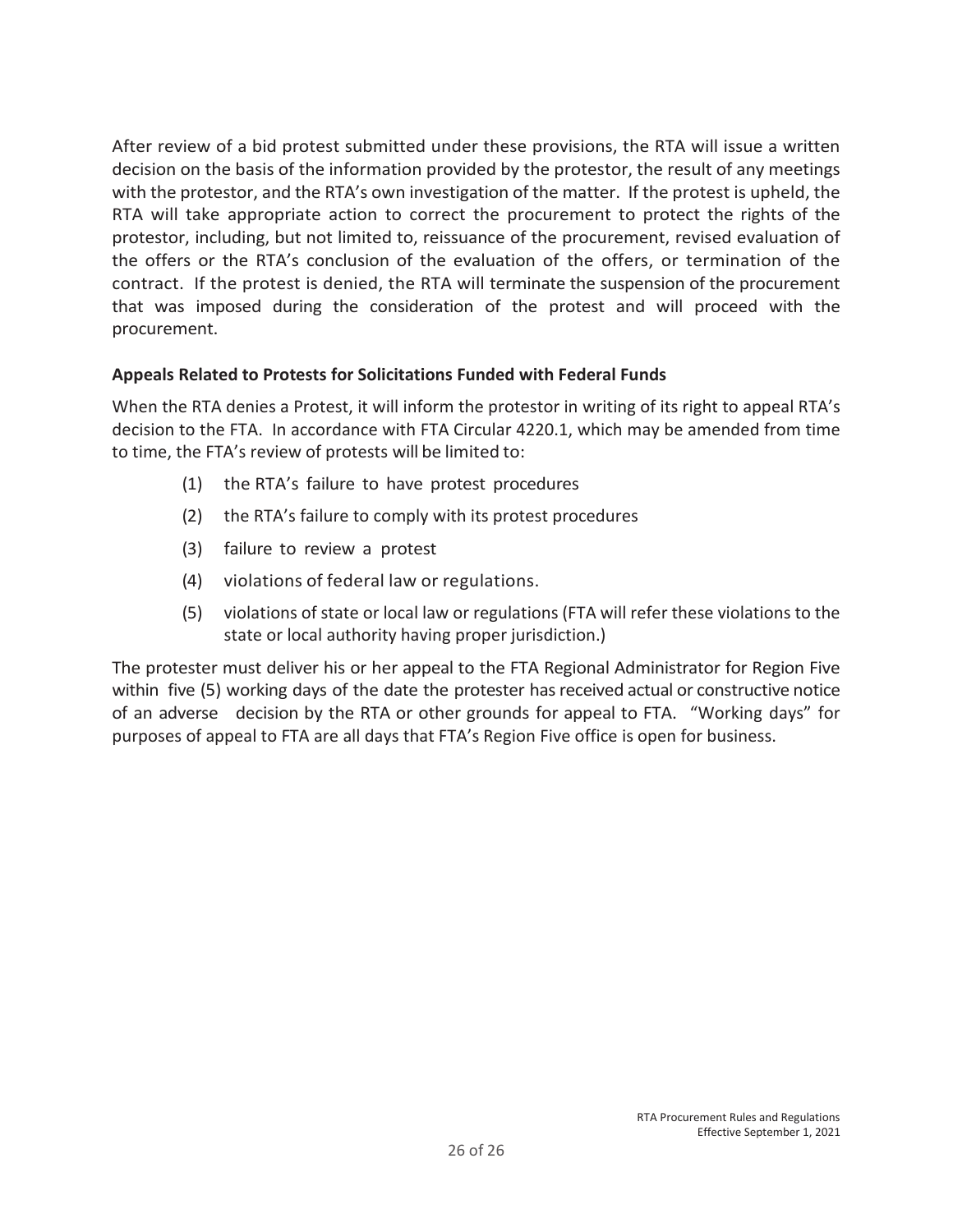After review of a bid protest submitted under these provisions, the RTA will issue a written decision on the basis of the information provided by the protestor, the result of any meetings with the protestor, and the RTA's own investigation of the matter. If the protest is upheld, the RTA will take appropriate action to correct the procurement to protect the rights of the protestor, including, but not limited to, reissuance of the procurement, revised evaluation of the offers or the RTA's conclusion of the evaluation of the offers, or termination of the contract. If the protest is denied, the RTA will terminate the suspension of the procurement that was imposed during the consideration of the protest and will proceed with the procurement.

**Appeals Related to Protests for Solicitations Funded with Federal Funds**

When the RTA denies a Protest, it will inform the protestor in writing of its right to appeal RTA's decision to the FTA. In accordance with FTA Circular 4220.1, which may be amended from time to time, the FTA's review of protests will be limited to:

(1) the RTA's failure to have protest procedures

(2) the RTA's failure to comply with its protest procedures

(3) failure to review a protest

(4) violations of federal law or regulations.

(5) violations of state or local law or regulations (FTA will refer these violations to the state or local authority having proper jurisdiction.)

The protester must deliver his or her appeal to the FTA Regional Administrator for Region Five within five (5) working days of the date the protester has received actual or constructive notice of an adverse decision by the RTA or other grounds for appeal to FTA. "Working days" for purposes of appeal to FTA are all days that FTA's Region Five office is open for business.